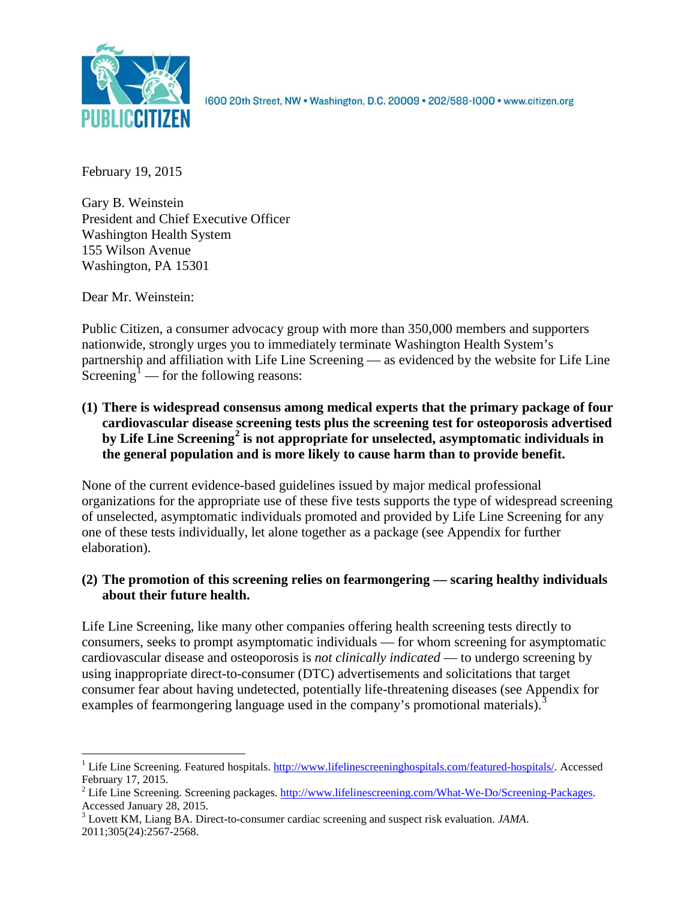PUBLIC CITIZEN

1600 20th Street, NW • Washington, D.C. 20009 • 202/588-1000 • www.citizen.org

February 19, 2015

Gary B. Weinstein
President and Chief Executive Officer
Washington Health System
155 Wilson Avenue
Washington, PA 15301

Dear Mr. Weinstein:

Public Citizen, a consumer advocacy group with more than 350,000 members and supporters nationwide, strongly urges you to immediately terminate Washington Health System's partnership and affiliation with Life Line Screening — as evidenced by the website for Life Line Screening[1] — for the following reasons:

**(1) There is widespread consensus among medical experts that the primary package of four cardiovascular disease screening tests plus the screening test for osteoporosis advertised by Life Line Screening[2] is not appropriate for unselected, asymptomatic individuals in the general population and is more likely to cause harm than to provide benefit.**

None of the current evidence-based guidelines issued by major medical professional organizations for the appropriate use of these five tests supports the type of widespread screening of unselected, asymptomatic individuals promoted and provided by Life Line Screening for any one of these tests individually, let alone together as a package (see Appendix for further elaboration).

**(2) The promotion of this screening relies on fearmongering — scaring healthy individuals about their future health.**

Life Line Screening, like many other companies offering health screening tests directly to consumers, seeks to prompt asymptomatic individuals — for whom screening for asymptomatic cardiovascular disease and osteoporosis is *not clinically indicated* — to undergo screening by using inappropriate direct-to-consumer (DTC) advertisements and solicitations that target consumer fear about having undetected, potentially life-threatening diseases (see Appendix for examples of fearmongering language used in the company's promotional materials).[3]

---

[1] Life Line Screening. Featured hospitals. http://www.lifelinescreeninghospitals.com/featured-hospitals/. Accessed February 17, 2015.

[2] Life Line Screening. Screening packages. http://www.lifelinescreening.com/What-We-Do/Screening-Packages. Accessed January 28, 2015.

[3] Lovett KM, Liang BA. Direct-to-consumer cardiac screening and suspect risk evaluation. *JAMA*. 2011;305(24):2567-2568.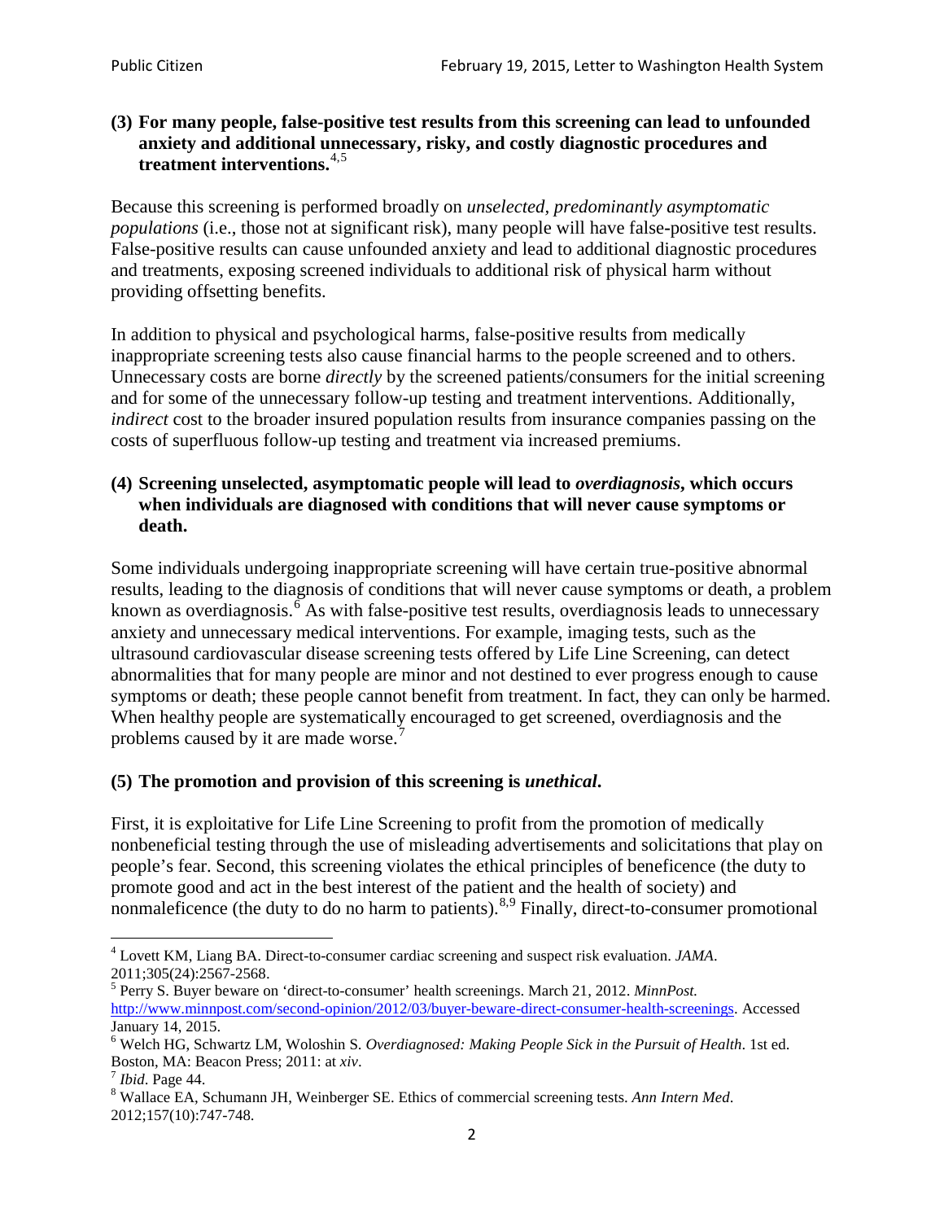**(3) For many people, false-positive test results from this screening can lead to unfounded anxiety and additional unnecessary, risky, and costly diagnostic procedures and treatment interventions.**[4,5]

Because this screening is performed broadly on *unselected, predominantly asymptomatic populations* (i.e., those not at significant risk), many people will have false-positive test results. False-positive results can cause unfounded anxiety and lead to additional diagnostic procedures and treatments, exposing screened individuals to additional risk of physical harm without providing offsetting benefits.

In addition to physical and psychological harms, false-positive results from medically inappropriate screening tests also cause financial harms to the people screened and to others. Unnecessary costs are borne *directly* by the screened patients/consumers for the initial screening and for some of the unnecessary follow-up testing and treatment interventions. Additionally, *indirect* cost to the broader insured population results from insurance companies passing on the costs of superfluous follow-up testing and treatment via increased premiums.

**(4) Screening unselected, asymptomatic people will lead to *overdiagnosis*, which occurs when individuals are diagnosed with conditions that will never cause symptoms or death.**

Some individuals undergoing inappropriate screening will have certain true-positive abnormal results, leading to the diagnosis of conditions that will never cause symptoms or death, a problem known as overdiagnosis.[6] As with false-positive test results, overdiagnosis leads to unnecessary anxiety and unnecessary medical interventions. For example, imaging tests, such as the ultrasound cardiovascular disease screening tests offered by Life Line Screening, can detect abnormalities that for many people are minor and not destined to ever progress enough to cause symptoms or death; these people cannot benefit from treatment. In fact, they can only be harmed. When healthy people are systematically encouraged to get screened, overdiagnosis and the problems caused by it are made worse.[7]

**(5) The promotion and provision of this screening is *unethical*.**

First, it is exploitative for Life Line Screening to profit from the promotion of medically nonbeneficial testing through the use of misleading advertisements and solicitations that play on people's fear. Second, this screening violates the ethical principles of beneficence (the duty to promote good and act in the best interest of the patient and the health of society) and nonmaleficence (the duty to do no harm to patients).[8,9] Finally, direct-to-consumer promotional

[4] Lovett KM, Liang BA. Direct-to-consumer cardiac screening and suspect risk evaluation. *JAMA*. 2011;305(24):2567-2568.

[5] Perry S. Buyer beware on 'direct-to-consumer' health screenings. March 21, 2012. *MinnPost.* http://www.minnpost.com/second-opinion/2012/03/buyer-beware-direct-consumer-health-screenings. Accessed January 14, 2015.

[6] Welch HG, Schwartz LM, Woloshin S. *Overdiagnosed: Making People Sick in the Pursuit of Health*. 1st ed. Boston, MA: Beacon Press; 2011: at *xiv*.

[7] *Ibid*. Page 44.

[8] Wallace EA, Schumann JH, Weinberger SE. Ethics of commercial screening tests. *Ann Intern Med*. 2012;157(10):747-748.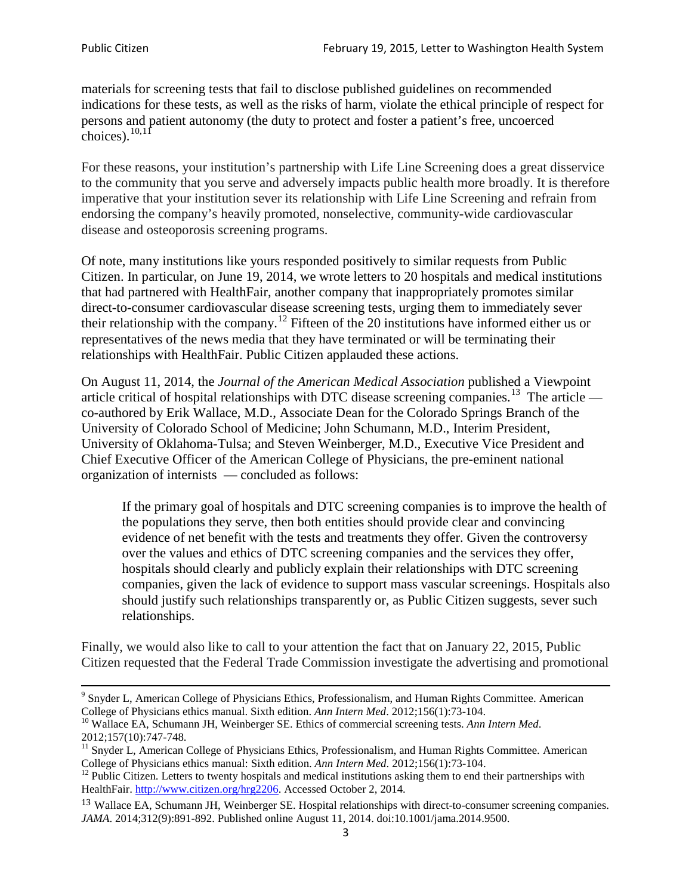materials for screening tests that fail to disclose published guidelines on recommended indications for these tests, as well as the risks of harm, violate the ethical principle of respect for persons and patient autonomy (the duty to protect and foster a patient's free, uncoerced choices).[10,11]

For these reasons, your institution's partnership with Life Line Screening does a great disservice to the community that you serve and adversely impacts public health more broadly. It is therefore imperative that your institution sever its relationship with Life Line Screening and refrain from endorsing the company's heavily promoted, nonselective, community-wide cardiovascular disease and osteoporosis screening programs.

Of note, many institutions like yours responded positively to similar requests from Public Citizen. In particular, on June 19, 2014, we wrote letters to 20 hospitals and medical institutions that had partnered with HealthFair, another company that inappropriately promotes similar direct-to-consumer cardiovascular disease screening tests, urging them to immediately sever their relationship with the company.[12] Fifteen of the 20 institutions have informed either us or representatives of the news media that they have terminated or will be terminating their relationships with HealthFair. Public Citizen applauded these actions.

On August 11, 2014, the *Journal of the American Medical Association* published a Viewpoint article critical of hospital relationships with DTC disease screening companies.[13] The article — co-authored by Erik Wallace, M.D., Associate Dean for the Colorado Springs Branch of the University of Colorado School of Medicine; John Schumann, M.D., Interim President, University of Oklahoma-Tulsa; and Steven Weinberger, M.D., Executive Vice President and Chief Executive Officer of the American College of Physicians, the pre-eminent national organization of internists — concluded as follows:

> If the primary goal of hospitals and DTC screening companies is to improve the health of the populations they serve, then both entities should provide clear and convincing evidence of net benefit with the tests and treatments they offer. Given the controversy over the values and ethics of DTC screening companies and the services they offer, hospitals should clearly and publicly explain their relationships with DTC screening companies, given the lack of evidence to support mass vascular screenings. Hospitals also should justify such relationships transparently or, as Public Citizen suggests, sever such relationships.

Finally, we would also like to call to your attention the fact that on January 22, 2015, Public Citizen requested that the Federal Trade Commission investigate the advertising and promotional

---

[9] Snyder L, American College of Physicians Ethics, Professionalism, and Human Rights Committee. American College of Physicians ethics manual. Sixth edition. *Ann Intern Med*. 2012;156(1):73-104.

[10] Wallace EA, Schumann JH, Weinberger SE. Ethics of commercial screening tests. *Ann Intern Med*. 2012;157(10):747-748.

[11] Snyder L, American College of Physicians Ethics, Professionalism, and Human Rights Committee. American College of Physicians ethics manual: Sixth edition. *Ann Intern Med*. 2012;156(1):73-104.

[12] Public Citizen. Letters to twenty hospitals and medical institutions asking them to end their partnerships with HealthFair. http://www.citizen.org/hrg2206. Accessed October 2, 2014.

[13] Wallace EA, Schumann JH, Weinberger SE. Hospital relationships with direct-to-consumer screening companies. *JAMA*. 2014;312(9):891-892. Published online August 11, 2014. doi:10.1001/jama.2014.9500.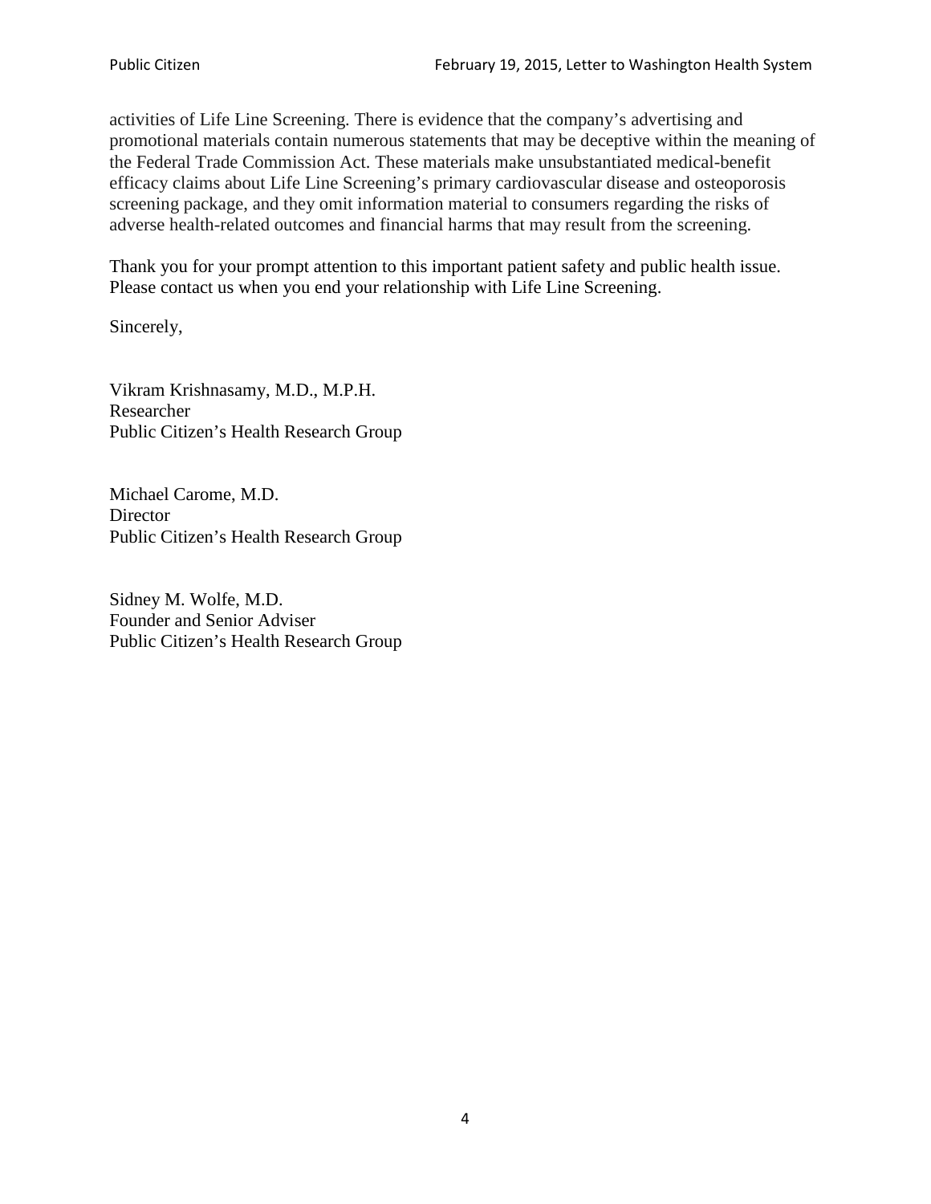activities of Life Line Screening. There is evidence that the company's advertising and promotional materials contain numerous statements that may be deceptive within the meaning of the Federal Trade Commission Act. These materials make unsubstantiated medical-benefit efficacy claims about Life Line Screening's primary cardiovascular disease and osteoporosis screening package, and they omit information material to consumers regarding the risks of adverse health-related outcomes and financial harms that may result from the screening.

Thank you for your prompt attention to this important patient safety and public health issue. Please contact us when you end your relationship with Life Line Screening.

Sincerely,

Vikram Krishnasamy, M.D., M.P.H.
Researcher
Public Citizen's Health Research Group

Michael Carome, M.D.
Director
Public Citizen's Health Research Group

Sidney M. Wolfe, M.D.
Founder and Senior Adviser
Public Citizen's Health Research Group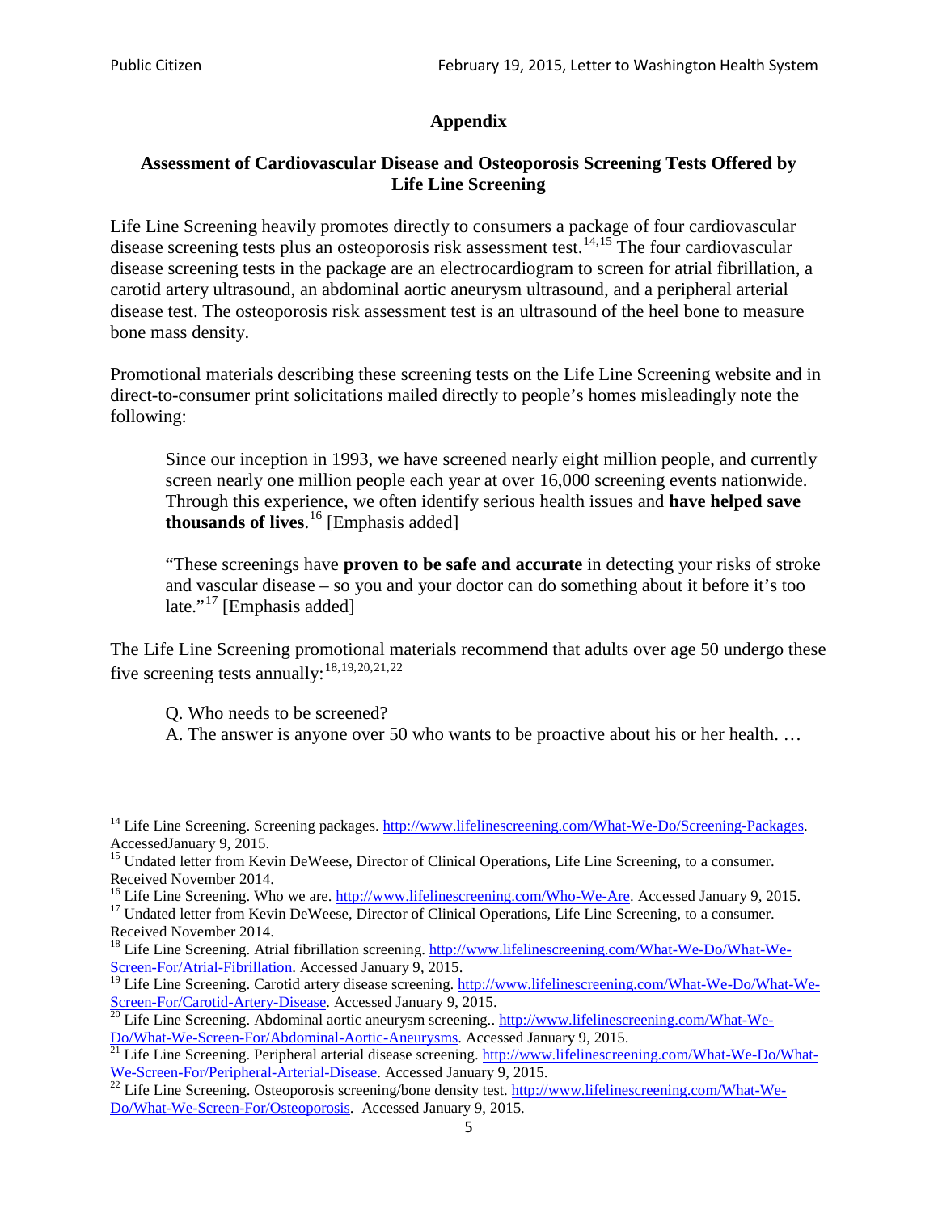## Appendix

### Assessment of Cardiovascular Disease and Osteoporosis Screening Tests Offered by Life Line Screening

Life Line Screening heavily promotes directly to consumers a package of four cardiovascular disease screening tests plus an osteoporosis risk assessment test.[14,15] The four cardiovascular disease screening tests in the package are an electrocardiogram to screen for atrial fibrillation, a carotid artery ultrasound, an abdominal aortic aneurysm ultrasound, and a peripheral arterial disease test. The osteoporosis risk assessment test is an ultrasound of the heel bone to measure bone mass density.

Promotional materials describing these screening tests on the Life Line Screening website and in direct-to-consumer print solicitations mailed directly to people's homes misleadingly note the following:

> Since our inception in 1993, we have screened nearly eight million people, and currently screen nearly one million people each year at over 16,000 screening events nationwide. Through this experience, we often identify serious health issues and **have helped save thousands of lives**.[16] [Emphasis added]
>
> "These screenings have **proven to be safe and accurate** in detecting your risks of stroke and vascular disease – so you and your doctor can do something about it before it's too late."[17] [Emphasis added]

The Life Line Screening promotional materials recommend that adults over age 50 undergo these five screening tests annually:[18,19,20,21,22]

> Q. Who needs to be screened?
> A. The answer is anyone over 50 who wants to be proactive about his or her health. …

---

[14] Life Line Screening. Screening packages. http://www.lifelinescreening.com/What-We-Do/Screening-Packages. AccessedJanuary 9, 2015.

[15] Undated letter from Kevin DeWeese, Director of Clinical Operations, Life Line Screening, to a consumer. Received November 2014.

[16] Life Line Screening. Who we are. http://www.lifelinescreening.com/Who-We-Are. Accessed January 9, 2015.

[17] Undated letter from Kevin DeWeese, Director of Clinical Operations, Life Line Screening, to a consumer. Received November 2014.

[18] Life Line Screening. Atrial fibrillation screening. http://www.lifelinescreening.com/What-We-Do/What-We-Screen-For/Atrial-Fibrillation. Accessed January 9, 2015.

[19] Life Line Screening. Carotid artery disease screening. http://www.lifelinescreening.com/What-We-Do/What-We-Screen-For/Carotid-Artery-Disease. Accessed January 9, 2015.

[20] Life Line Screening. Abdominal aortic aneurysm screening.. http://www.lifelinescreening.com/What-We-Do/What-We-Screen-For/Abdominal-Aortic-Aneurysms. Accessed January 9, 2015.

[21] Life Line Screening. Peripheral arterial disease screening. http://www.lifelinescreening.com/What-We-Do/What-We-Screen-For/Peripheral-Arterial-Disease. Accessed January 9, 2015.

[22] Life Line Screening. Osteoporosis screening/bone density test. http://www.lifelinescreening.com/What-We-Do/What-We-Screen-For/Osteoporosis. Accessed January 9, 2015.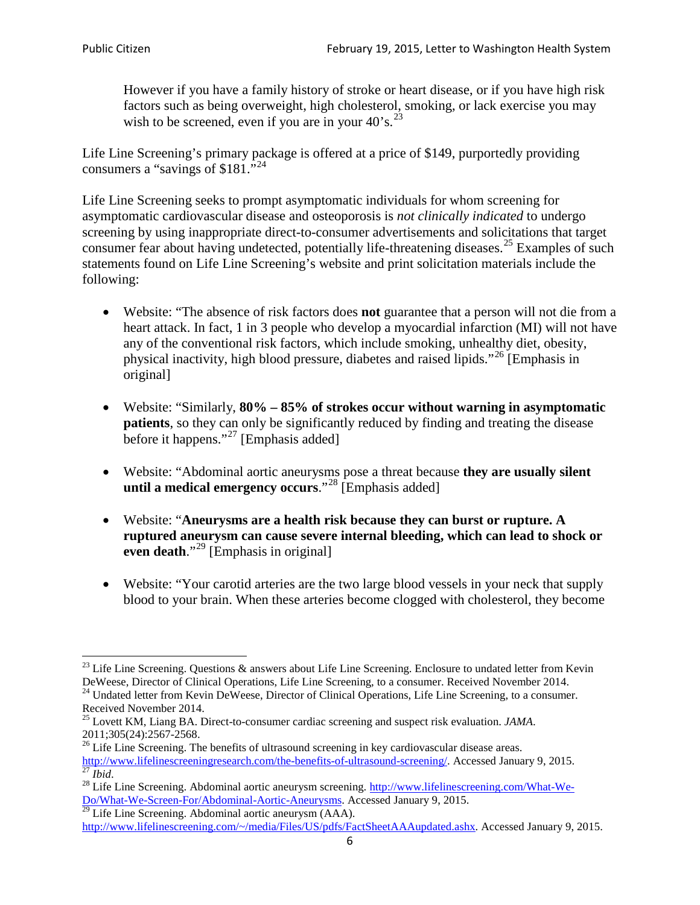> However if you have a family history of stroke or heart disease, or if you have high risk factors such as being overweight, high cholesterol, smoking, or lack exercise you may wish to be screened, even if you are in your 40's.[23]

Life Line Screening's primary package is offered at a price of $149, purportedly providing consumers a "savings of $181."[24]

Life Line Screening seeks to prompt asymptomatic individuals for whom screening for asymptomatic cardiovascular disease and osteoporosis is *not clinically indicated* to undergo screening by using inappropriate direct-to-consumer advertisements and solicitations that target consumer fear about having undetected, potentially life-threatening diseases.[25] Examples of such statements found on Life Line Screening's website and print solicitation materials include the following:

- Website: "The absence of risk factors does **not** guarantee that a person will not die from a heart attack. In fact, 1 in 3 people who develop a myocardial infarction (MI) will not have any of the conventional risk factors, which include smoking, unhealthy diet, obesity, physical inactivity, high blood pressure, diabetes and raised lipids."[26] [Emphasis in original]

- Website: "Similarly, **80% – 85% of strokes occur without warning in asymptomatic patients**, so they can only be significantly reduced by finding and treating the disease before it happens."[27] [Emphasis added]

- Website: "Abdominal aortic aneurysms pose a threat because **they are usually silent until a medical emergency occurs**."[28] [Emphasis added]

- Website: "**Aneurysms are a health risk because they can burst or rupture. A ruptured aneurysm can cause severe internal bleeding, which can lead to shock or even death**."[29] [Emphasis in original]

- Website: "Your carotid arteries are the two large blood vessels in your neck that supply blood to your brain. When these arteries become clogged with cholesterol, they become

---

[23] Life Line Screening. Questions & answers about Life Line Screening. Enclosure to undated letter from Kevin DeWeese, Director of Clinical Operations, Life Line Screening, to a consumer. Received November 2014.

[24] Undated letter from Kevin DeWeese, Director of Clinical Operations, Life Line Screening, to a consumer. Received November 2014.

[25] Lovett KM, Liang BA. Direct-to-consumer cardiac screening and suspect risk evaluation. *JAMA*. 2011;305(24):2567-2568.

[26] Life Line Screening. The benefits of ultrasound screening in key cardiovascular disease areas. http://www.lifelinescreeningresearch.com/the-benefits-of-ultrasound-screening/. Accessed January 9, 2015.

[27] *Ibid*.

[28] Life Line Screening. Abdominal aortic aneurysm screening. http://www.lifelinescreening.com/What-We-Do/What-We-Screen-For/Abdominal-Aortic-Aneurysms. Accessed January 9, 2015.

[29] Life Line Screening. Abdominal aortic aneurysm (AAA). http://www.lifelinescreening.com/~/media/Files/US/pdfs/FactSheetAAAupdated.ashx. Accessed January 9, 2015.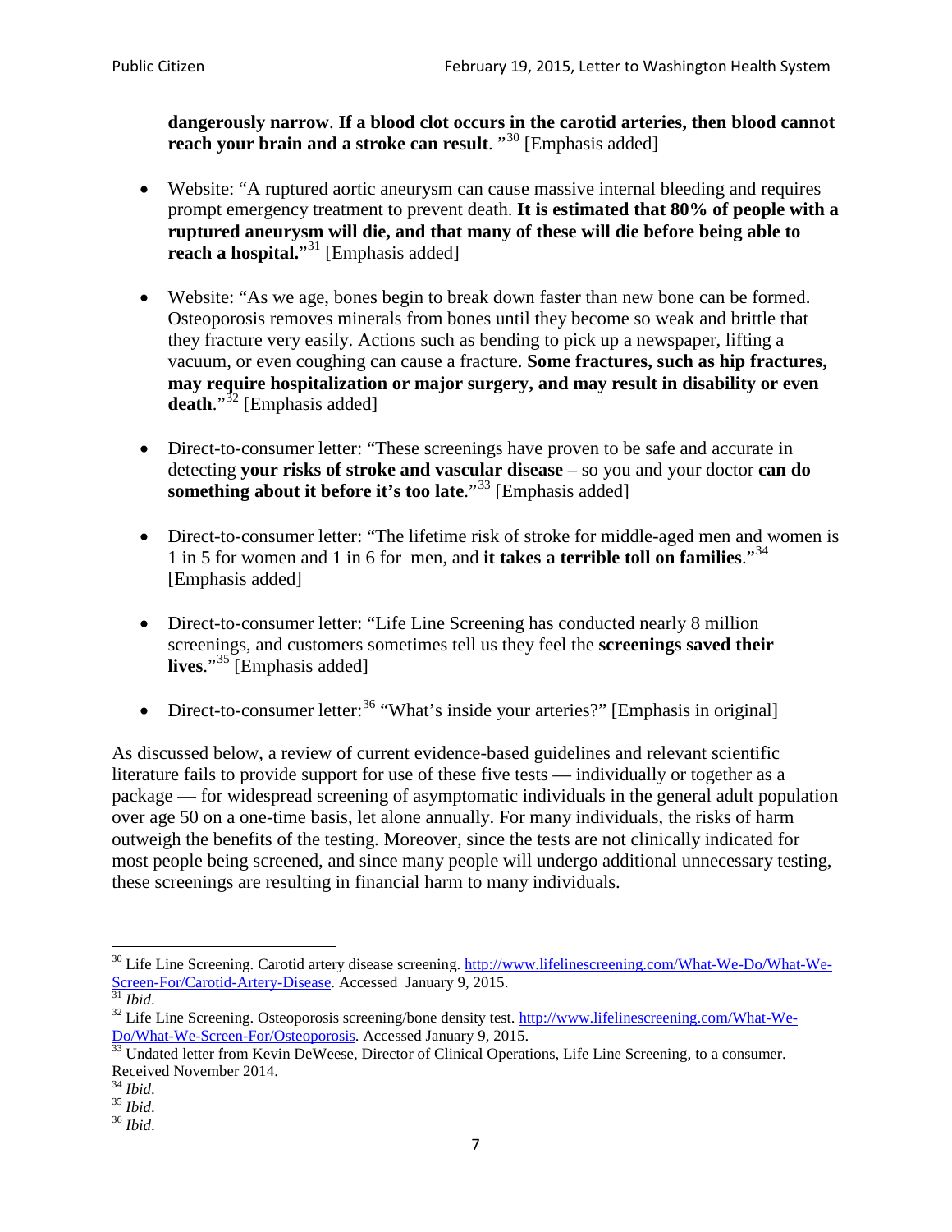**dangerously narrow**. **If a blood clot occurs in the carotid arteries, then blood cannot reach your brain and a stroke can result**. "[30] [Emphasis added]

- Website: "A ruptured aortic aneurysm can cause massive internal bleeding and requires prompt emergency treatment to prevent death. **It is estimated that 80% of people with a ruptured aneurysm will die, and that many of these will die before being able to reach a hospital.**"[31] [Emphasis added]

- Website: "As we age, bones begin to break down faster than new bone can be formed. Osteoporosis removes minerals from bones until they become so weak and brittle that they fracture very easily. Actions such as bending to pick up a newspaper, lifting a vacuum, or even coughing can cause a fracture. **Some fractures, such as hip fractures, may require hospitalization or major surgery, and may result in disability or even death**."[32] [Emphasis added]

- Direct-to-consumer letter: "These screenings have proven to be safe and accurate in detecting **your risks of stroke and vascular disease** – so you and your doctor **can do something about it before it's too late**."[33] [Emphasis added]

- Direct-to-consumer letter: "The lifetime risk of stroke for middle-aged men and women is 1 in 5 for women and 1 in 6 for men, and **it takes a terrible toll on families**."[34] [Emphasis added]

- Direct-to-consumer letter: "Life Line Screening has conducted nearly 8 million screenings, and customers sometimes tell us they feel the **screenings saved their lives**."[35] [Emphasis added]

- Direct-to-consumer letter:[36] "What's inside <u>your</u> arteries?" [Emphasis in original]

As discussed below, a review of current evidence-based guidelines and relevant scientific literature fails to provide support for use of these five tests — individually or together as a package — for widespread screening of asymptomatic individuals in the general adult population over age 50 on a one-time basis, let alone annually. For many individuals, the risks of harm outweigh the benefits of the testing. Moreover, since the tests are not clinically indicated for most people being screened, and since many people will undergo additional unnecessary testing, these screenings are resulting in financial harm to many individuals.

---

[30] Life Line Screening. Carotid artery disease screening. http://www.lifelinescreening.com/What-We-Do/What-We-Screen-For/Carotid-Artery-Disease. Accessed January 9, 2015.

[31] *Ibid*.

[32] Life Line Screening. Osteoporosis screening/bone density test. http://www.lifelinescreening.com/What-We-Do/What-We-Screen-For/Osteoporosis. Accessed January 9, 2015.

[33] Undated letter from Kevin DeWeese, Director of Clinical Operations, Life Line Screening, to a consumer. Received November 2014.

[34] *Ibid*.

[35] *Ibid*.

[36] *Ibid*.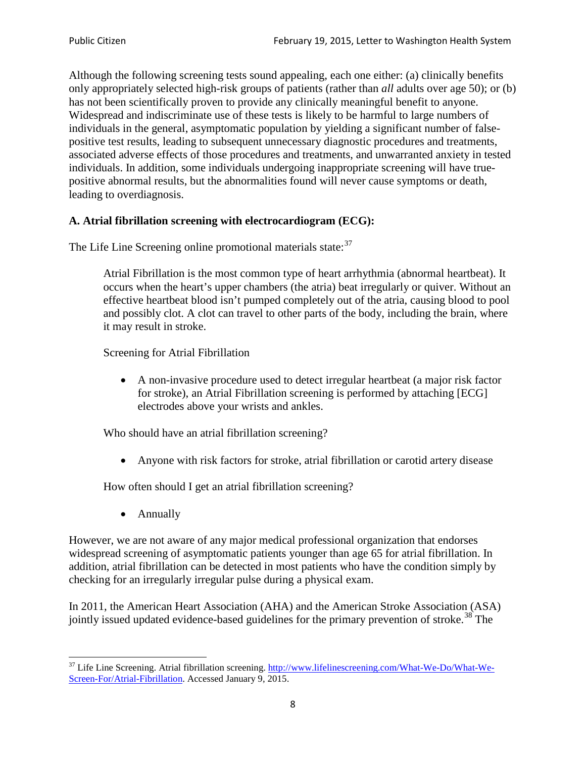Although the following screening tests sound appealing, each one either: (a) clinically benefits only appropriately selected high-risk groups of patients (rather than *all* adults over age 50); or (b) has not been scientifically proven to provide any clinically meaningful benefit to anyone. Widespread and indiscriminate use of these tests is likely to be harmful to large numbers of individuals in the general, asymptomatic population by yielding a significant number of false-positive test results, leading to subsequent unnecessary diagnostic procedures and treatments, associated adverse effects of those procedures and treatments, and unwarranted anxiety in tested individuals. In addition, some individuals undergoing inappropriate screening will have true-positive abnormal results, but the abnormalities found will never cause symptoms or death, leading to overdiagnosis.

**A. Atrial fibrillation screening with electrocardiogram (ECG):**

The Life Line Screening online promotional materials state:[37]

> Atrial Fibrillation is the most common type of heart arrhythmia (abnormal heartbeat). It occurs when the heart's upper chambers (the atria) beat irregularly or quiver. Without an effective heartbeat blood isn't pumped completely out of the atria, causing blood to pool and possibly clot. A clot can travel to other parts of the body, including the brain, where it may result in stroke.
>
> Screening for Atrial Fibrillation
>
> - A non-invasive procedure used to detect irregular heartbeat (a major risk factor for stroke), an Atrial Fibrillation screening is performed by attaching [ECG] electrodes above your wrists and ankles.
>
> Who should have an atrial fibrillation screening?
>
> - Anyone with risk factors for stroke, atrial fibrillation or carotid artery disease
>
> How often should I get an atrial fibrillation screening?
>
> - Annually

However, we are not aware of any major medical professional organization that endorses widespread screening of asymptomatic patients younger than age 65 for atrial fibrillation. In addition, atrial fibrillation can be detected in most patients who have the condition simply by checking for an irregularly irregular pulse during a physical exam.

In 2011, the American Heart Association (AHA) and the American Stroke Association (ASA) jointly issued updated evidence-based guidelines for the primary prevention of stroke.[38] The

---

[37] Life Line Screening. Atrial fibrillation screening. http://www.lifelinescreening.com/What-We-Do/What-We-Screen-For/Atrial-Fibrillation. Accessed January 9, 2015.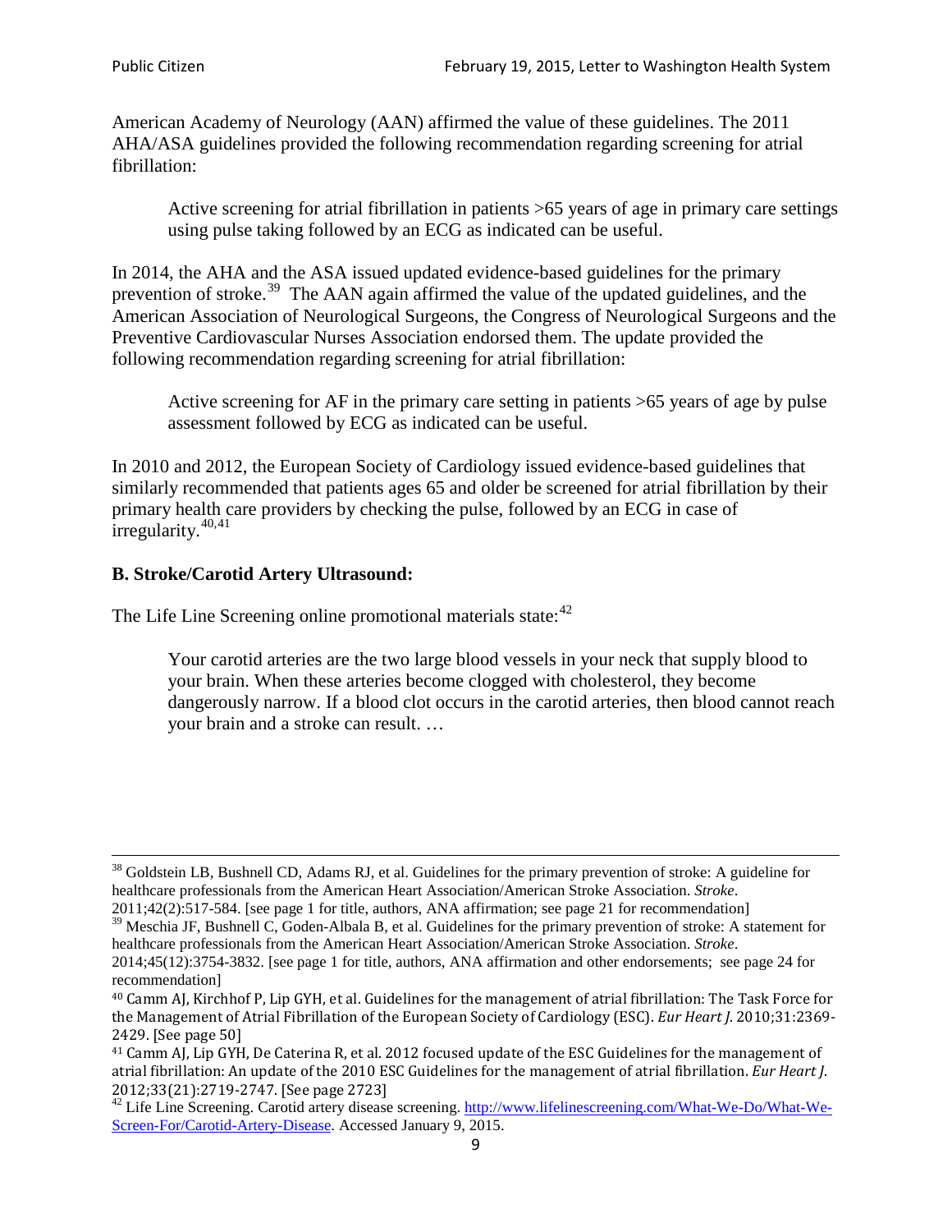American Academy of Neurology (AAN) affirmed the value of these guidelines. The 2011 AHA/ASA guidelines provided the following recommendation regarding screening for atrial fibrillation:

> Active screening for atrial fibrillation in patients >65 years of age in primary care settings using pulse taking followed by an ECG as indicated can be useful.

In 2014, the AHA and the ASA issued updated evidence-based guidelines for the primary prevention of stroke.[39] The AAN again affirmed the value of the updated guidelines, and the American Association of Neurological Surgeons, the Congress of Neurological Surgeons and the Preventive Cardiovascular Nurses Association endorsed them. The update provided the following recommendation regarding screening for atrial fibrillation:

> Active screening for AF in the primary care setting in patients >65 years of age by pulse assessment followed by ECG as indicated can be useful.

In 2010 and 2012, the European Society of Cardiology issued evidence-based guidelines that similarly recommended that patients ages 65 and older be screened for atrial fibrillation by their primary health care providers by checking the pulse, followed by an ECG in case of irregularity.[40,41]

### B. Stroke/Carotid Artery Ultrasound:

The Life Line Screening online promotional materials state:[42]

> Your carotid arteries are the two large blood vessels in your neck that supply blood to your brain. When these arteries become clogged with cholesterol, they become dangerously narrow. If a blood clot occurs in the carotid arteries, then blood cannot reach your brain and a stroke can result. …

---

[38] Goldstein LB, Bushnell CD, Adams RJ, et al. Guidelines for the primary prevention of stroke: A guideline for healthcare professionals from the American Heart Association/American Stroke Association. *Stroke*. 2011;42(2):517-584. [see page 1 for title, authors, ANA affirmation; see page 21 for recommendation]

[39] Meschia JF, Bushnell C, Goden-Albala B, et al. Guidelines for the primary prevention of stroke: A statement for healthcare professionals from the American Heart Association/American Stroke Association. *Stroke*. 2014;45(12):3754-3832. [see page 1 for title, authors, ANA affirmation and other endorsements; see page 24 for recommendation]

[40] Camm AJ, Kirchhof P, Lip GYH, et al. Guidelines for the management of atrial fibrillation: The Task Force for the Management of Atrial Fibrillation of the European Society of Cardiology (ESC). *Eur Heart J*. 2010;31:2369-2429. [See page 50]

[41] Camm AJ, Lip GYH, De Caterina R, et al. 2012 focused update of the ESC Guidelines for the management of atrial fibrillation: An update of the 2010 ESC Guidelines for the management of atrial fibrillation. *Eur Heart J*. 2012;33(21):2719-2747. [See page 2723]

[42] Life Line Screening. Carotid artery disease screening. http://www.lifelinescreening.com/What-We-Do/What-We-Screen-For/Carotid-Artery-Disease. Accessed January 9, 2015.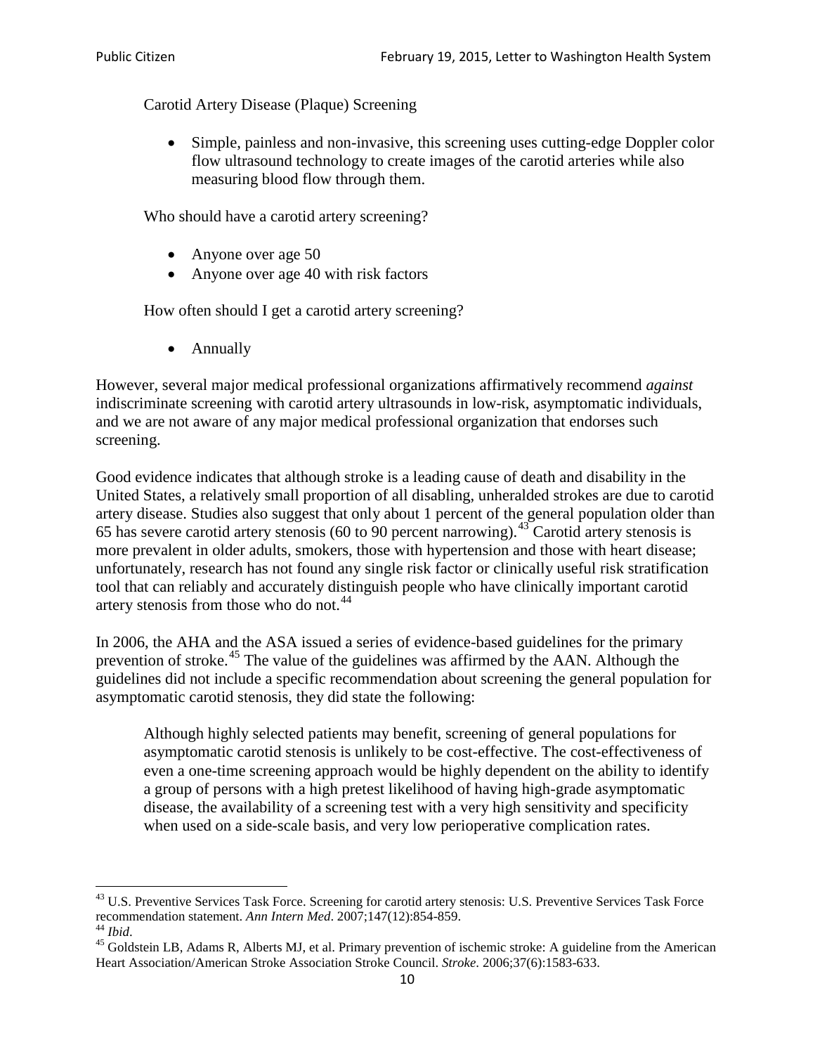Carotid Artery Disease (Plaque) Screening

- Simple, painless and non-invasive, this screening uses cutting-edge Doppler color flow ultrasound technology to create images of the carotid arteries while also measuring blood flow through them.

Who should have a carotid artery screening?

- Anyone over age 50
- Anyone over age 40 with risk factors

How often should I get a carotid artery screening?

- Annually

However, several major medical professional organizations affirmatively recommend *against* indiscriminate screening with carotid artery ultrasounds in low-risk, asymptomatic individuals, and we are not aware of any major medical professional organization that endorses such screening.

Good evidence indicates that although stroke is a leading cause of death and disability in the United States, a relatively small proportion of all disabling, unheralded strokes are due to carotid artery disease. Studies also suggest that only about 1 percent of the general population older than 65 has severe carotid artery stenosis (60 to 90 percent narrowing).[43] Carotid artery stenosis is more prevalent in older adults, smokers, those with hypertension and those with heart disease; unfortunately, research has not found any single risk factor or clinically useful risk stratification tool that can reliably and accurately distinguish people who have clinically important carotid artery stenosis from those who do not.[44]

In 2006, the AHA and the ASA issued a series of evidence-based guidelines for the primary prevention of stroke.[45] The value of the guidelines was affirmed by the AAN. Although the guidelines did not include a specific recommendation about screening the general population for asymptomatic carotid stenosis, they did state the following:

> Although highly selected patients may benefit, screening of general populations for asymptomatic carotid stenosis is unlikely to be cost-effective. The cost-effectiveness of even a one-time screening approach would be highly dependent on the ability to identify a group of persons with a high pretest likelihood of having high-grade asymptomatic disease, the availability of a screening test with a very high sensitivity and specificity when used on a side-scale basis, and very low perioperative complication rates.

---

[43] U.S. Preventive Services Task Force. Screening for carotid artery stenosis: U.S. Preventive Services Task Force recommendation statement. *Ann Intern Med*. 2007;147(12):854-859.

[44] *Ibid*.

[45] Goldstein LB, Adams R, Alberts MJ, et al. Primary prevention of ischemic stroke: A guideline from the American Heart Association/American Stroke Association Stroke Council. *Stroke*. 2006;37(6):1583-633.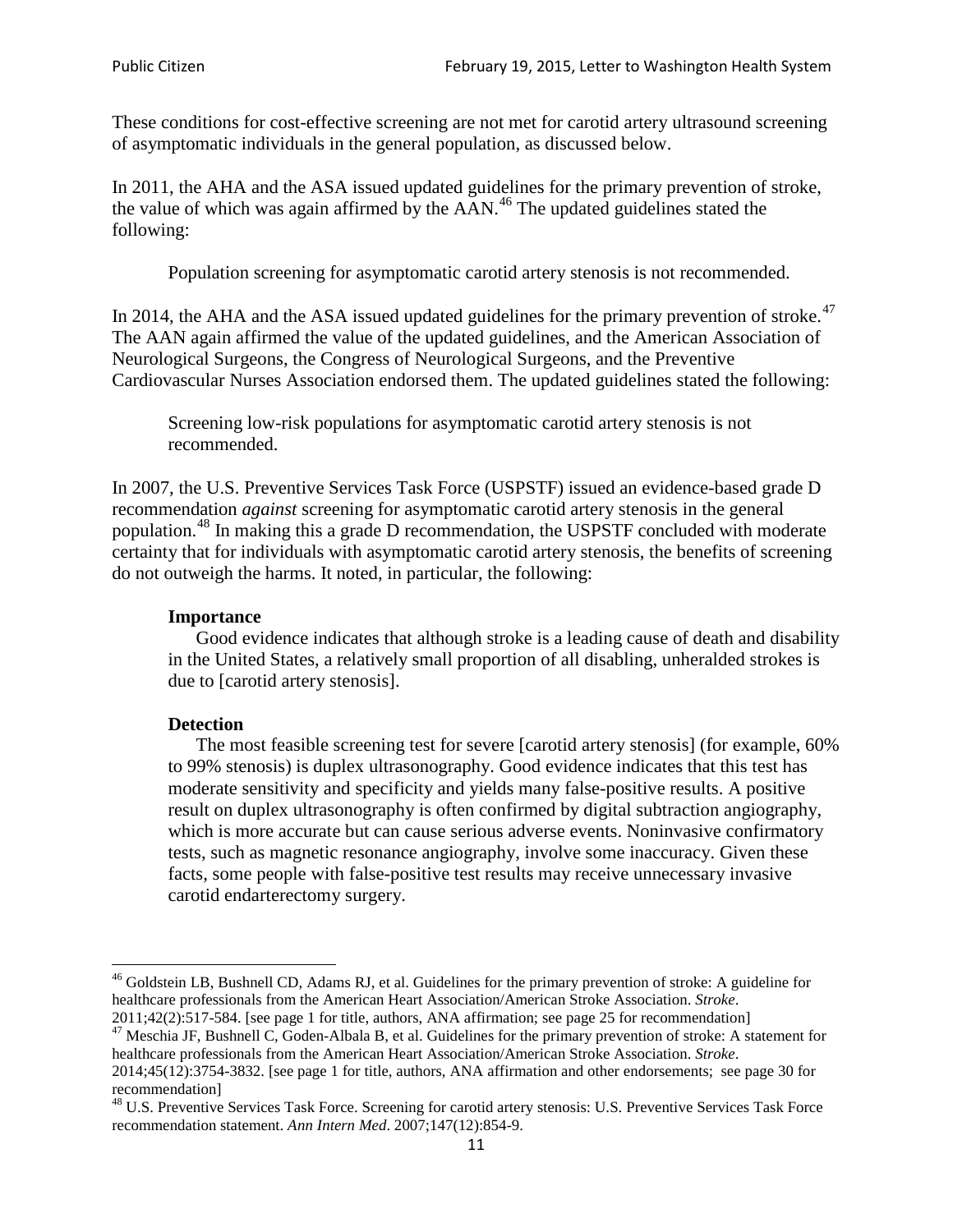These conditions for cost-effective screening are not met for carotid artery ultrasound screening of asymptomatic individuals in the general population, as discussed below.

In 2011, the AHA and the ASA issued updated guidelines for the primary prevention of stroke, the value of which was again affirmed by the AAN.[46] The updated guidelines stated the following:

> Population screening for asymptomatic carotid artery stenosis is not recommended.

In 2014, the AHA and the ASA issued updated guidelines for the primary prevention of stroke.[47] The AAN again affirmed the value of the updated guidelines, and the American Association of Neurological Surgeons, the Congress of Neurological Surgeons, and the Preventive Cardiovascular Nurses Association endorsed them. The updated guidelines stated the following:

> Screening low-risk populations for asymptomatic carotid artery stenosis is not recommended.

In 2007, the U.S. Preventive Services Task Force (USPSTF) issued an evidence-based grade D recommendation *against* screening for asymptomatic carotid artery stenosis in the general population.[48] In making this a grade D recommendation, the USPSTF concluded with moderate certainty that for individuals with asymptomatic carotid artery stenosis, the benefits of screening do not outweigh the harms. It noted, in particular, the following:

> **Importance**
>
> Good evidence indicates that although stroke is a leading cause of death and disability in the United States, a relatively small proportion of all disabling, unheralded strokes is due to [carotid artery stenosis].
>
> **Detection**
>
> The most feasible screening test for severe [carotid artery stenosis] (for example, 60% to 99% stenosis) is duplex ultrasonography. Good evidence indicates that this test has moderate sensitivity and specificity and yields many false-positive results. A positive result on duplex ultrasonography is often confirmed by digital subtraction angiography, which is more accurate but can cause serious adverse events. Noninvasive confirmatory tests, such as magnetic resonance angiography, involve some inaccuracy. Given these facts, some people with false-positive test results may receive unnecessary invasive carotid endarterectomy surgery.

---

[46] Goldstein LB, Bushnell CD, Adams RJ, et al. Guidelines for the primary prevention of stroke: A guideline for healthcare professionals from the American Heart Association/American Stroke Association. *Stroke*. 2011;42(2):517-584. [see page 1 for title, authors, ANA affirmation; see page 25 for recommendation]

[47] Meschia JF, Bushnell C, Goden-Albala B, et al. Guidelines for the primary prevention of stroke: A statement for healthcare professionals from the American Heart Association/American Stroke Association. *Stroke*. 2014;45(12):3754-3832. [see page 1 for title, authors, ANA affirmation and other endorsements; see page 30 for recommendation]

[48] U.S. Preventive Services Task Force. Screening for carotid artery stenosis: U.S. Preventive Services Task Force recommendation statement. *Ann Intern Med*. 2007;147(12):854-9.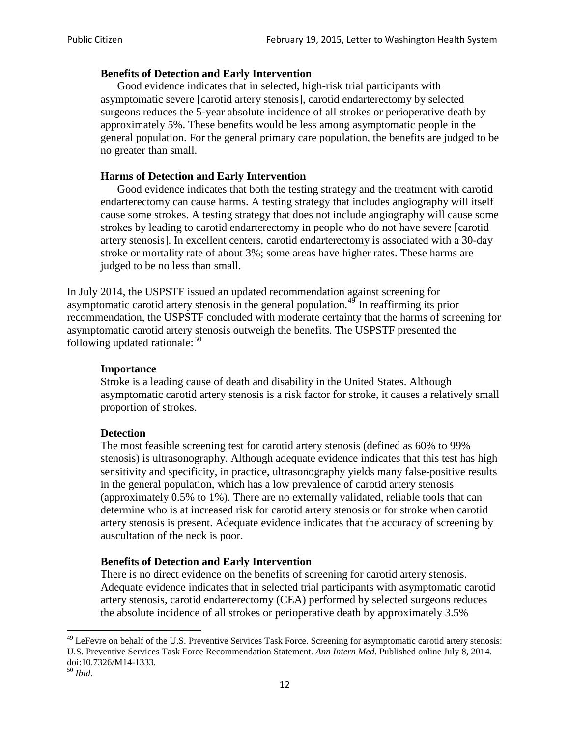> **Benefits of Detection and Early Intervention**
> Good evidence indicates that in selected, high-risk trial participants with asymptomatic severe [carotid artery stenosis], carotid endarterectomy by selected surgeons reduces the 5-year absolute incidence of all strokes or perioperative death by approximately 5%. These benefits would be less among asymptomatic people in the general population. For the general primary care population, the benefits are judged to be no greater than small.
>
> **Harms of Detection and Early Intervention**
> Good evidence indicates that both the testing strategy and the treatment with carotid endarterectomy can cause harms. A testing strategy that includes angiography will itself cause some strokes. A testing strategy that does not include angiography will cause some strokes by leading to carotid endarterectomy in people who do not have severe [carotid artery stenosis]. In excellent centers, carotid endarterectomy is associated with a 30-day stroke or mortality rate of about 3%; some areas have higher rates. These harms are judged to be no less than small.

In July 2014, the USPSTF issued an updated recommendation against screening for asymptomatic carotid artery stenosis in the general population.[49] In reaffirming its prior recommendation, the USPSTF concluded with moderate certainty that the harms of screening for asymptomatic carotid artery stenosis outweigh the benefits. The USPSTF presented the following updated rationale:[50]

> **Importance**
> Stroke is a leading cause of death and disability in the United States. Although asymptomatic carotid artery stenosis is a risk factor for stroke, it causes a relatively small proportion of strokes.
>
> **Detection**
> The most feasible screening test for carotid artery stenosis (defined as 60% to 99% stenosis) is ultrasonography. Although adequate evidence indicates that this test has high sensitivity and specificity, in practice, ultrasonography yields many false-positive results in the general population, which has a low prevalence of carotid artery stenosis (approximately 0.5% to 1%). There are no externally validated, reliable tools that can determine who is at increased risk for carotid artery stenosis or for stroke when carotid artery stenosis is present. Adequate evidence indicates that the accuracy of screening by auscultation of the neck is poor.
>
> **Benefits of Detection and Early Intervention**
> There is no direct evidence on the benefits of screening for carotid artery stenosis. Adequate evidence indicates that in selected trial participants with asymptomatic carotid artery stenosis, carotid endarterectomy (CEA) performed by selected surgeons reduces the absolute incidence of all strokes or perioperative death by approximately 3.5%

---

[49] LeFevre on behalf of the U.S. Preventive Services Task Force. Screening for asymptomatic carotid artery stenosis: U.S. Preventive Services Task Force Recommendation Statement. *Ann Intern Med*. Published online July 8, 2014. doi:10.7326/M14-1333.

[50] *Ibid*.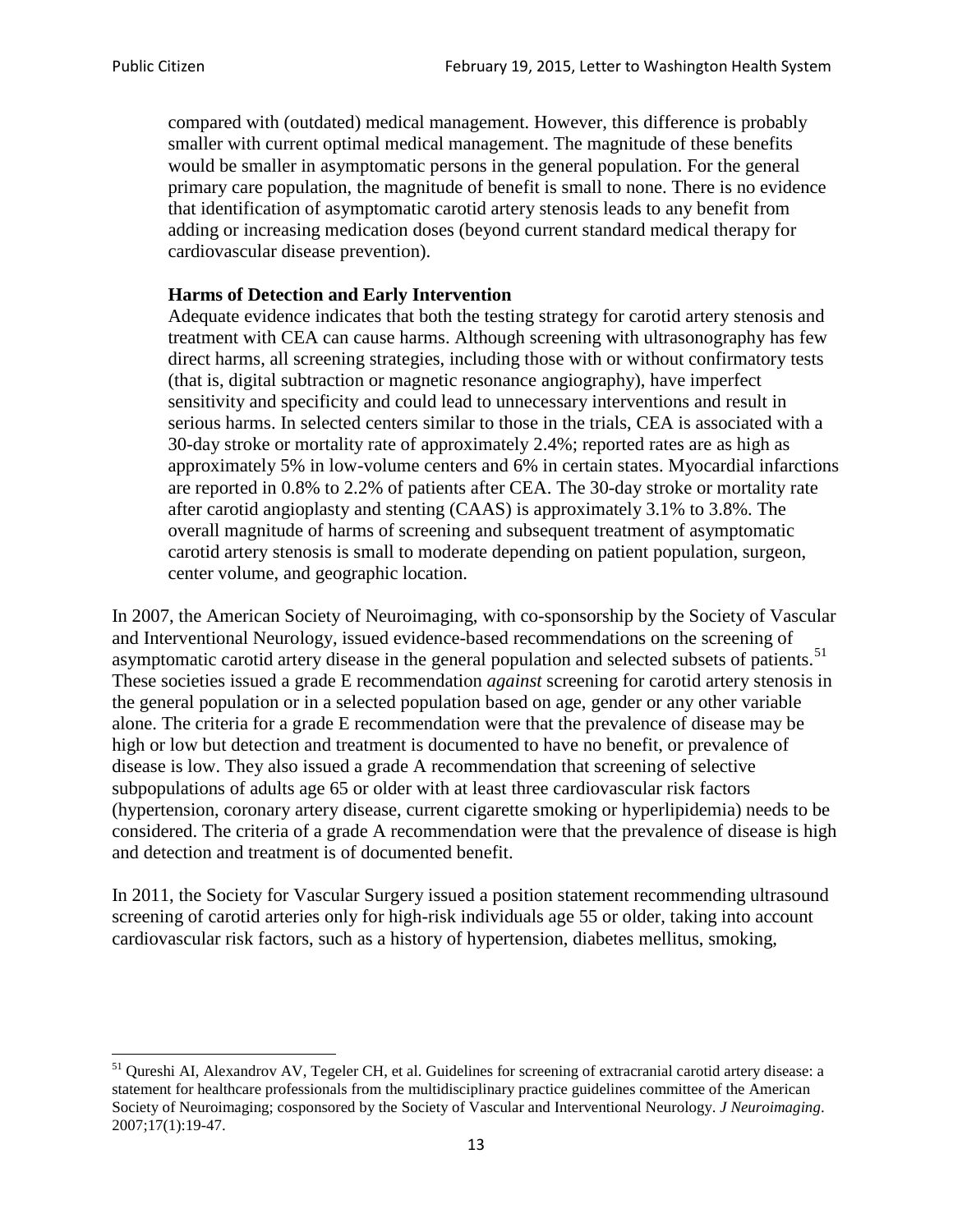> compared with (outdated) medical management. However, this difference is probably smaller with current optimal medical management. The magnitude of these benefits would be smaller in asymptomatic persons in the general population. For the general primary care population, the magnitude of benefit is small to none. There is no evidence that identification of asymptomatic carotid artery stenosis leads to any benefit from adding or increasing medication doses (beyond current standard medical therapy for cardiovascular disease prevention).
>
> **Harms of Detection and Early Intervention**
>
> Adequate evidence indicates that both the testing strategy for carotid artery stenosis and treatment with CEA can cause harms. Although screening with ultrasonography has few direct harms, all screening strategies, including those with or without confirmatory tests (that is, digital subtraction or magnetic resonance angiography), have imperfect sensitivity and specificity and could lead to unnecessary interventions and result in serious harms. In selected centers similar to those in the trials, CEA is associated with a 30-day stroke or mortality rate of approximately 2.4%; reported rates are as high as approximately 5% in low-volume centers and 6% in certain states. Myocardial infarctions are reported in 0.8% to 2.2% of patients after CEA. The 30-day stroke or mortality rate after carotid angioplasty and stenting (CAAS) is approximately 3.1% to 3.8%. The overall magnitude of harms of screening and subsequent treatment of asymptomatic carotid artery stenosis is small to moderate depending on patient population, surgeon, center volume, and geographic location.

In 2007, the American Society of Neuroimaging, with co-sponsorship by the Society of Vascular and Interventional Neurology, issued evidence-based recommendations on the screening of asymptomatic carotid artery disease in the general population and selected subsets of patients.[51] These societies issued a grade E recommendation *against* screening for carotid artery stenosis in the general population or in a selected population based on age, gender or any other variable alone. The criteria for a grade E recommendation were that the prevalence of disease may be high or low but detection and treatment is documented to have no benefit, or prevalence of disease is low. They also issued a grade A recommendation that screening of selective subpopulations of adults age 65 or older with at least three cardiovascular risk factors (hypertension, coronary artery disease, current cigarette smoking or hyperlipidemia) needs to be considered. The criteria of a grade A recommendation were that the prevalence of disease is high and detection and treatment is of documented benefit.

In 2011, the Society for Vascular Surgery issued a position statement recommending ultrasound screening of carotid arteries only for high-risk individuals age 55 or older, taking into account cardiovascular risk factors, such as a history of hypertension, diabetes mellitus, smoking,

[51] Qureshi AI, Alexandrov AV, Tegeler CH, et al. Guidelines for screening of extracranial carotid artery disease: a statement for healthcare professionals from the multidisciplinary practice guidelines committee of the American Society of Neuroimaging; cosponsored by the Society of Vascular and Interventional Neurology. *J Neuroimaging*. 2007;17(1):19-47.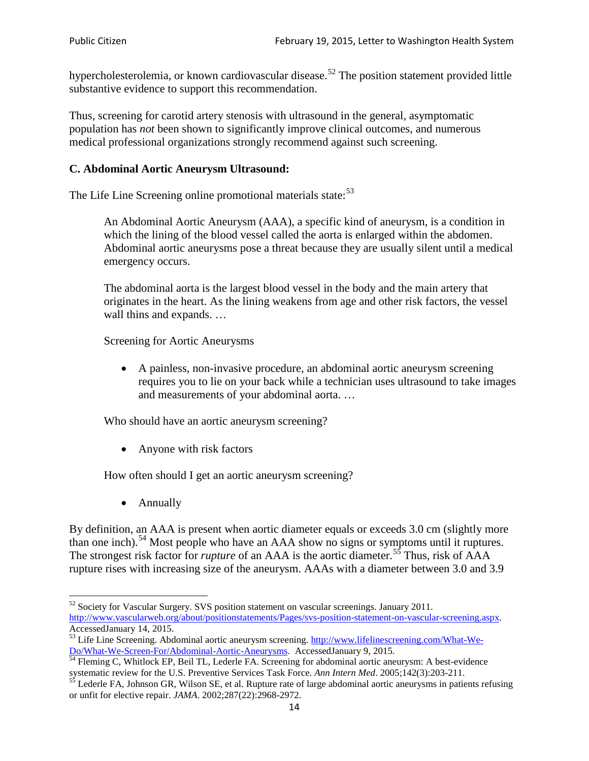hypercholesterolemia, or known cardiovascular disease.[52] The position statement provided little substantive evidence to support this recommendation.

Thus, screening for carotid artery stenosis with ultrasound in the general, asymptomatic population has *not* been shown to significantly improve clinical outcomes, and numerous medical professional organizations strongly recommend against such screening.

### C. Abdominal Aortic Aneurysm Ultrasound:

The Life Line Screening online promotional materials state:[53]

> An Abdominal Aortic Aneurysm (AAA), a specific kind of aneurysm, is a condition in which the lining of the blood vessel called the aorta is enlarged within the abdomen. Abdominal aortic aneurysms pose a threat because they are usually silent until a medical emergency occurs.
>
> The abdominal aorta is the largest blood vessel in the body and the main artery that originates in the heart. As the lining weakens from age and other risk factors, the vessel wall thins and expands. …
>
> Screening for Aortic Aneurysms
>
> - A painless, non-invasive procedure, an abdominal aortic aneurysm screening requires you to lie on your back while a technician uses ultrasound to take images and measurements of your abdominal aorta. …
>
> Who should have an aortic aneurysm screening?
>
> - Anyone with risk factors
>
> How often should I get an aortic aneurysm screening?
>
> - Annually

By definition, an AAA is present when aortic diameter equals or exceeds 3.0 cm (slightly more than one inch).[54] Most people who have an AAA show no signs or symptoms until it ruptures. The strongest risk factor for *rupture* of an AAA is the aortic diameter.[55] Thus, risk of AAA rupture rises with increasing size of the aneurysm. AAAs with a diameter between 3.0 and 3.9

---

[52] Society for Vascular Surgery. SVS position statement on vascular screenings. January 2011. http://www.vascularweb.org/about/positionstatements/Pages/svs-position-statement-on-vascular-screening.aspx. AccessedJanuary 14, 2015.

[53] Life Line Screening. Abdominal aortic aneurysm screening. http://www.lifelinescreening.com/What-We-Do/What-We-Screen-For/Abdominal-Aortic-Aneurysms. AccessedJanuary 9, 2015.

[54] Fleming C, Whitlock EP, Beil TL, Lederle FA. Screening for abdominal aortic aneurysm: A best-evidence systematic review for the U.S. Preventive Services Task Force. *Ann Intern Med*. 2005;142(3):203-211.

[55] Lederle FA, Johnson GR, Wilson SE, et al. Rupture rate of large abdominal aortic aneurysms in patients refusing or unfit for elective repair. *JAMA*. 2002;287(22):2968-2972.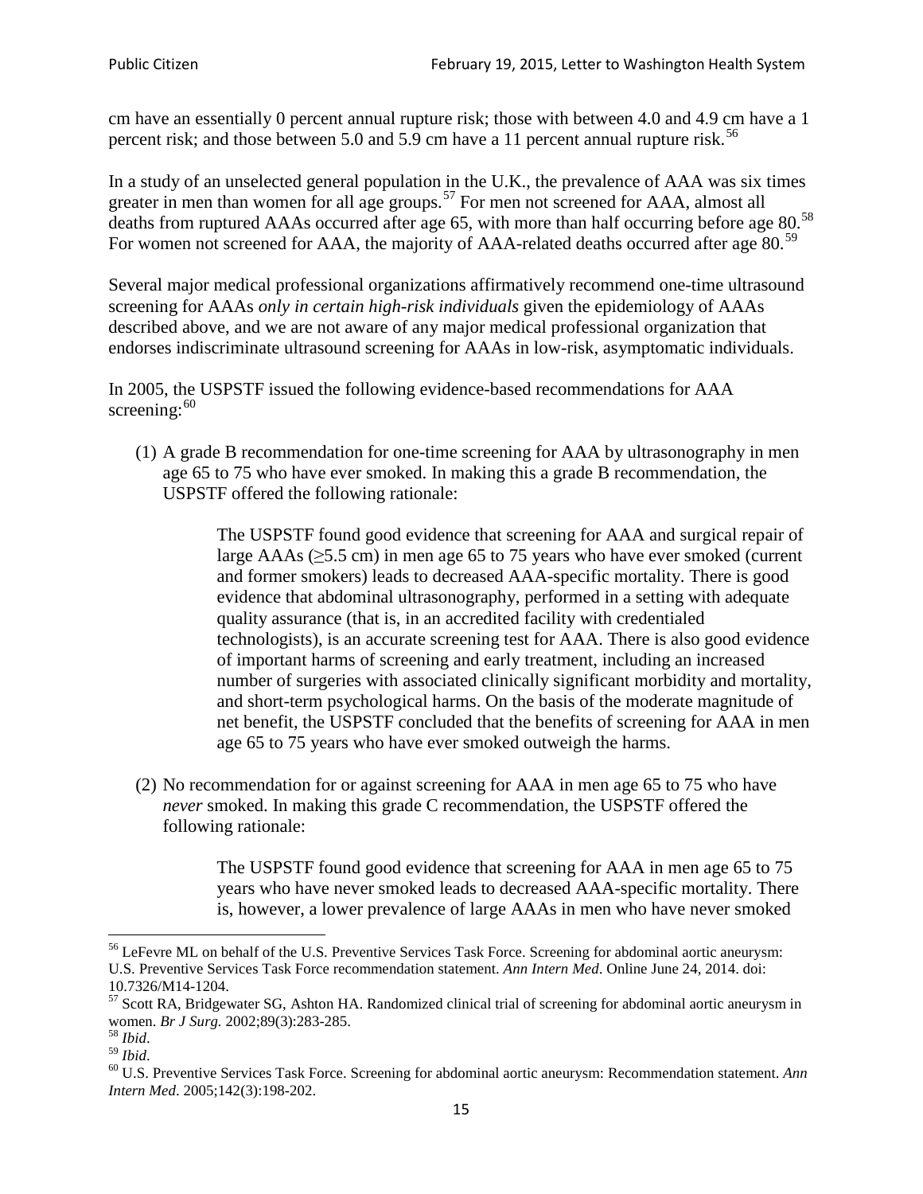cm have an essentially 0 percent annual rupture risk; those with between 4.0 and 4.9 cm have a 1 percent risk; and those between 5.0 and 5.9 cm have a 11 percent annual rupture risk.[56]

In a study of an unselected general population in the U.K., the prevalence of AAA was six times greater in men than women for all age groups.[57] For men not screened for AAA, almost all deaths from ruptured AAAs occurred after age 65, with more than half occurring before age 80.[58] For women not screened for AAA, the majority of AAA-related deaths occurred after age 80.[59]

Several major medical professional organizations affirmatively recommend one-time ultrasound screening for AAAs *only in certain high-risk individuals* given the epidemiology of AAAs described above, and we are not aware of any major medical professional organization that endorses indiscriminate ultrasound screening for AAAs in low-risk, asymptomatic individuals.

In 2005, the USPSTF issued the following evidence-based recommendations for AAA screening:[60]

(1) A grade B recommendation for one-time screening for AAA by ultrasonography in men age 65 to 75 who have ever smoked. In making this a grade B recommendation, the USPSTF offered the following rationale:

> The USPSTF found good evidence that screening for AAA and surgical repair of large AAAs (≥5.5 cm) in men age 65 to 75 years who have ever smoked (current and former smokers) leads to decreased AAA-specific mortality. There is good evidence that abdominal ultrasonography, performed in a setting with adequate quality assurance (that is, in an accredited facility with credentialed technologists), is an accurate screening test for AAA. There is also good evidence of important harms of screening and early treatment, including an increased number of surgeries with associated clinically significant morbidity and mortality, and short-term psychological harms. On the basis of the moderate magnitude of net benefit, the USPSTF concluded that the benefits of screening for AAA in men age 65 to 75 years who have ever smoked outweigh the harms.

(2) No recommendation for or against screening for AAA in men age 65 to 75 who have *never* smoked. In making this grade C recommendation, the USPSTF offered the following rationale:

> The USPSTF found good evidence that screening for AAA in men age 65 to 75 years who have never smoked leads to decreased AAA-specific mortality. There is, however, a lower prevalence of large AAAs in men who have never smoked

---

[56] LeFevre ML on behalf of the U.S. Preventive Services Task Force. Screening for abdominal aortic aneurysm: U.S. Preventive Services Task Force recommendation statement. *Ann Intern Med*. Online June 24, 2014. doi: 10.7326/M14-1204.

[57] Scott RA, Bridgewater SG, Ashton HA. Randomized clinical trial of screening for abdominal aortic aneurysm in women. *Br J Surg.* 2002;89(3):283-285.

[58] *Ibid*.

[59] *Ibid*.

[60] U.S. Preventive Services Task Force. Screening for abdominal aortic aneurysm: Recommendation statement. *Ann Intern Med*. 2005;142(3):198-202.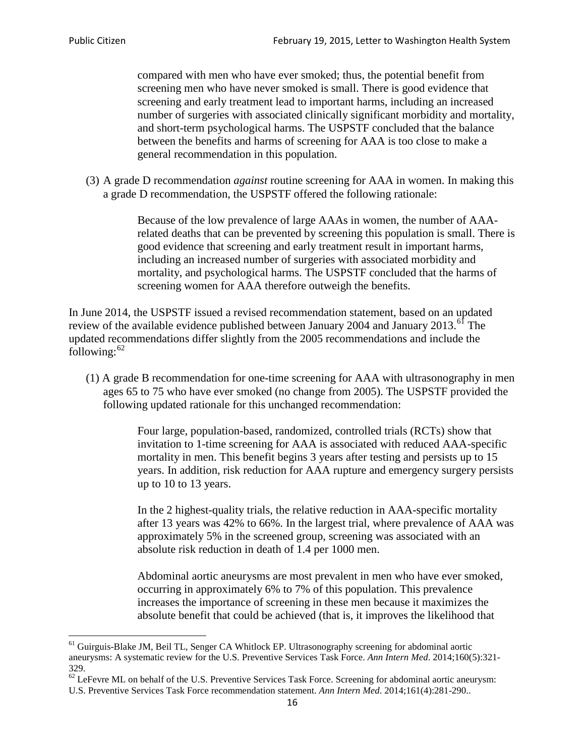> compared with men who have ever smoked; thus, the potential benefit from screening men who have never smoked is small. There is good evidence that screening and early treatment lead to important harms, including an increased number of surgeries with associated clinically significant morbidity and mortality, and short-term psychological harms. The USPSTF concluded that the balance between the benefits and harms of screening for AAA is too close to make a general recommendation in this population.

(3) A grade D recommendation *against* routine screening for AAA in women. In making this a grade D recommendation, the USPSTF offered the following rationale:

> Because of the low prevalence of large AAAs in women, the number of AAA-related deaths that can be prevented by screening this population is small. There is good evidence that screening and early treatment result in important harms, including an increased number of surgeries with associated morbidity and mortality, and psychological harms. The USPSTF concluded that the harms of screening women for AAA therefore outweigh the benefits.

In June 2014, the USPSTF issued a revised recommendation statement, based on an updated review of the available evidence published between January 2004 and January 2013.[61] The updated recommendations differ slightly from the 2005 recommendations and include the following:[62]

(1) A grade B recommendation for one-time screening for AAA with ultrasonography in men ages 65 to 75 who have ever smoked (no change from 2005). The USPSTF provided the following updated rationale for this unchanged recommendation:

> Four large, population-based, randomized, controlled trials (RCTs) show that invitation to 1-time screening for AAA is associated with reduced AAA-specific mortality in men. This benefit begins 3 years after testing and persists up to 15 years. In addition, risk reduction for AAA rupture and emergency surgery persists up to 10 to 13 years.
>
> In the 2 highest-quality trials, the relative reduction in AAA-specific mortality after 13 years was 42% to 66%. In the largest trial, where prevalence of AAA was approximately 5% in the screened group, screening was associated with an absolute risk reduction in death of 1.4 per 1000 men.
>
> Abdominal aortic aneurysms are most prevalent in men who have ever smoked, occurring in approximately 6% to 7% of this population. This prevalence increases the importance of screening in these men because it maximizes the absolute benefit that could be achieved (that is, it improves the likelihood that

---

[61] Guirguis-Blake JM, Beil TL, Senger CA Whitlock EP. Ultrasonography screening for abdominal aortic aneurysms: A systematic review for the U.S. Preventive Services Task Force. *Ann Intern Med*. 2014;160(5):321-329.

[62] LeFevre ML on behalf of the U.S. Preventive Services Task Force. Screening for abdominal aortic aneurysm: U.S. Preventive Services Task Force recommendation statement. *Ann Intern Med*. 2014;161(4):281-290..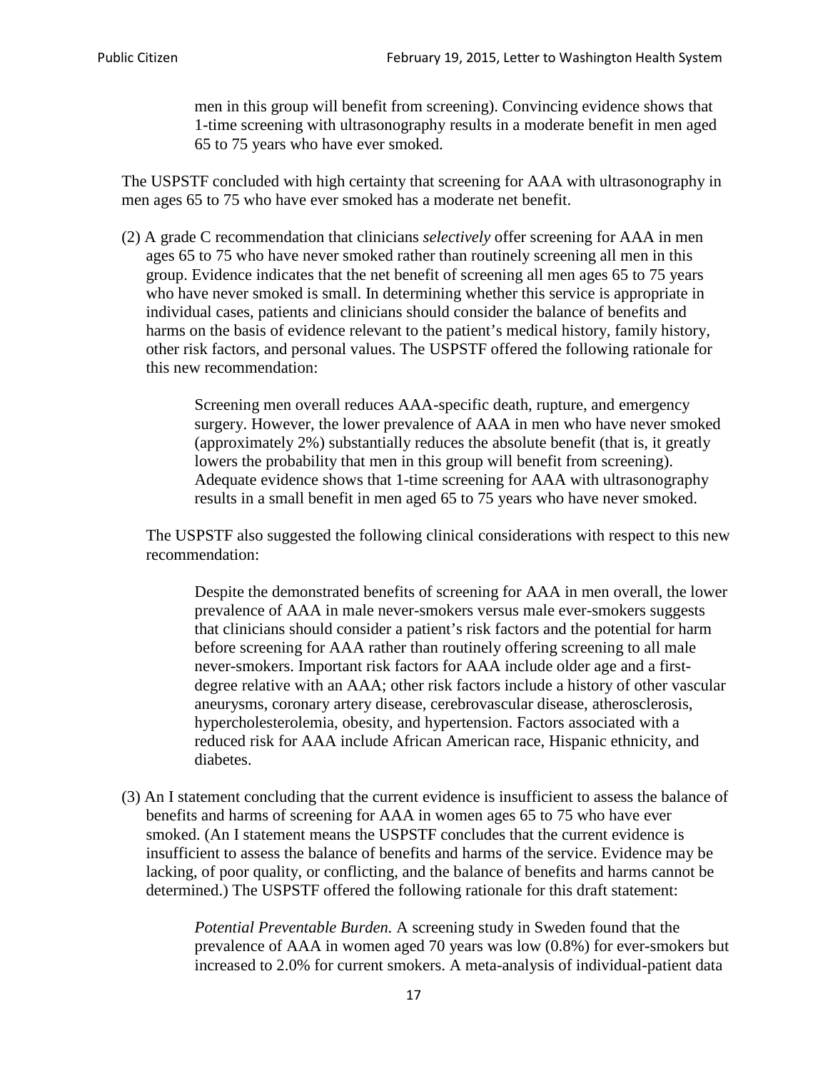> men in this group will benefit from screening). Convincing evidence shows that 1-time screening with ultrasonography results in a moderate benefit in men aged 65 to 75 years who have ever smoked.

The USPSTF concluded with high certainty that screening for AAA with ultrasonography in men ages 65 to 75 who have ever smoked has a moderate net benefit.

(2) A grade C recommendation that clinicians *selectively* offer screening for AAA in men ages 65 to 75 who have never smoked rather than routinely screening all men in this group. Evidence indicates that the net benefit of screening all men ages 65 to 75 years who have never smoked is small. In determining whether this service is appropriate in individual cases, patients and clinicians should consider the balance of benefits and harms on the basis of evidence relevant to the patient's medical history, family history, other risk factors, and personal values. The USPSTF offered the following rationale for this new recommendation:

> Screening men overall reduces AAA-specific death, rupture, and emergency surgery. However, the lower prevalence of AAA in men who have never smoked (approximately 2%) substantially reduces the absolute benefit (that is, it greatly lowers the probability that men in this group will benefit from screening). Adequate evidence shows that 1-time screening for AAA with ultrasonography results in a small benefit in men aged 65 to 75 years who have never smoked.

The USPSTF also suggested the following clinical considerations with respect to this new recommendation:

> Despite the demonstrated benefits of screening for AAA in men overall, the lower prevalence of AAA in male never-smokers versus male ever-smokers suggests that clinicians should consider a patient's risk factors and the potential for harm before screening for AAA rather than routinely offering screening to all male never-smokers. Important risk factors for AAA include older age and a first-degree relative with an AAA; other risk factors include a history of other vascular aneurysms, coronary artery disease, cerebrovascular disease, atherosclerosis, hypercholesterolemia, obesity, and hypertension. Factors associated with a reduced risk for AAA include African American race, Hispanic ethnicity, and diabetes.

(3) An I statement concluding that the current evidence is insufficient to assess the balance of benefits and harms of screening for AAA in women ages 65 to 75 who have ever smoked. (An I statement means the USPSTF concludes that the current evidence is insufficient to assess the balance of benefits and harms of the service. Evidence may be lacking, of poor quality, or conflicting, and the balance of benefits and harms cannot be determined.) The USPSTF offered the following rationale for this draft statement:

> *Potential Preventable Burden.* A screening study in Sweden found that the prevalence of AAA in women aged 70 years was low (0.8%) for ever-smokers but increased to 2.0% for current smokers. A meta-analysis of individual-patient data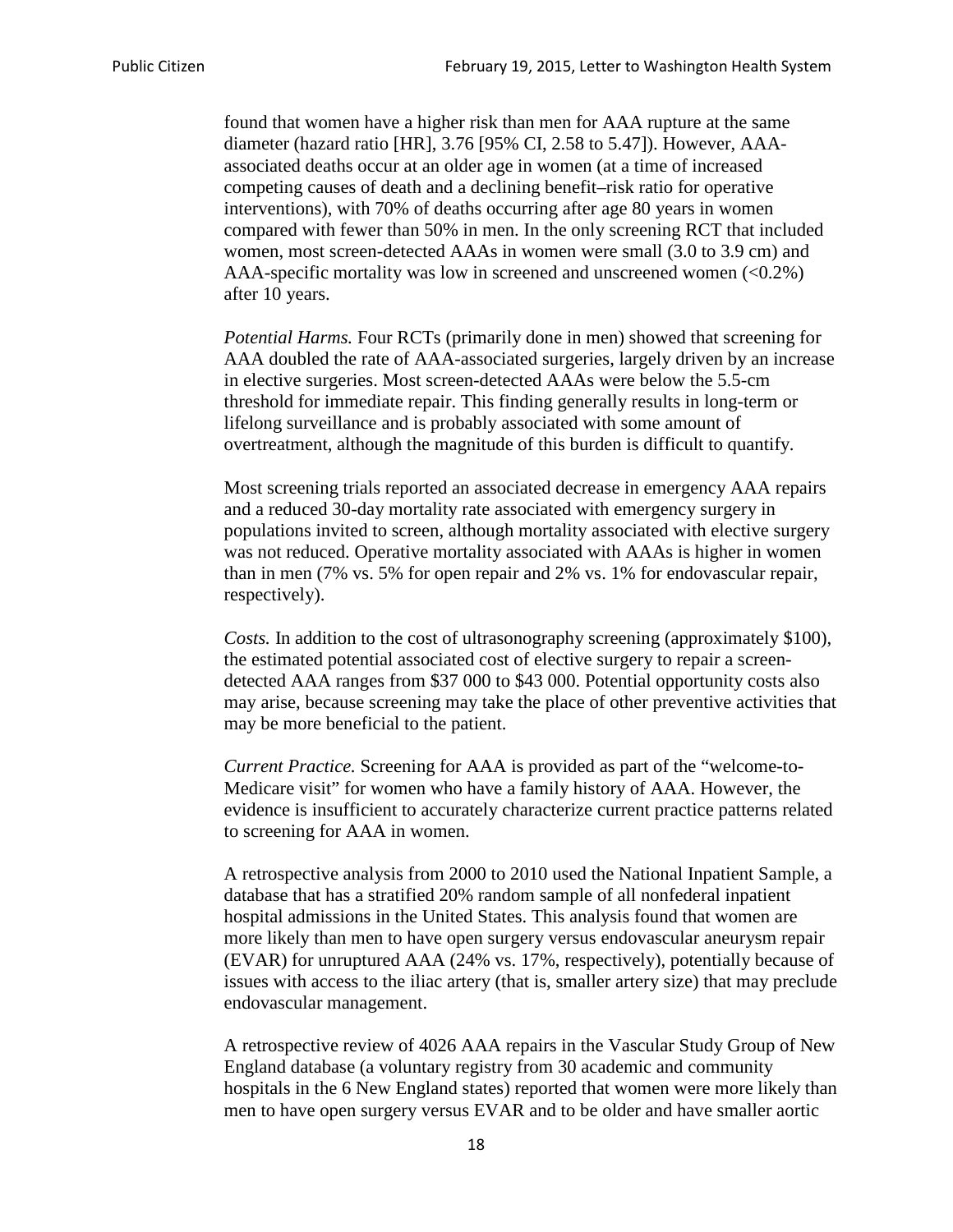found that women have a higher risk than men for AAA rupture at the same diameter (hazard ratio [HR], 3.76 [95% CI, 2.58 to 5.47]). However, AAA-associated deaths occur at an older age in women (at a time of increased competing causes of death and a declining benefit–risk ratio for operative interventions), with 70% of deaths occurring after age 80 years in women compared with fewer than 50% in men. In the only screening RCT that included women, most screen-detected AAAs in women were small (3.0 to 3.9 cm) and AAA-specific mortality was low in screened and unscreened women (<0.2%) after 10 years.

*Potential Harms.* Four RCTs (primarily done in men) showed that screening for AAA doubled the rate of AAA-associated surgeries, largely driven by an increase in elective surgeries. Most screen-detected AAAs were below the 5.5-cm threshold for immediate repair. This finding generally results in long-term or lifelong surveillance and is probably associated with some amount of overtreatment, although the magnitude of this burden is difficult to quantify.

Most screening trials reported an associated decrease in emergency AAA repairs and a reduced 30-day mortality rate associated with emergency surgery in populations invited to screen, although mortality associated with elective surgery was not reduced. Operative mortality associated with AAAs is higher in women than in men (7% vs. 5% for open repair and 2% vs. 1% for endovascular repair, respectively).

*Costs.* In addition to the cost of ultrasonography screening (approximately $100), the estimated potential associated cost of elective surgery to repair a screen-detected AAA ranges from $37 000 to $43 000. Potential opportunity costs also may arise, because screening may take the place of other preventive activities that may be more beneficial to the patient.

*Current Practice.* Screening for AAA is provided as part of the "welcome-to-Medicare visit" for women who have a family history of AAA. However, the evidence is insufficient to accurately characterize current practice patterns related to screening for AAA in women.

A retrospective analysis from 2000 to 2010 used the National Inpatient Sample, a database that has a stratified 20% random sample of all nonfederal inpatient hospital admissions in the United States. This analysis found that women are more likely than men to have open surgery versus endovascular aneurysm repair (EVAR) for unruptured AAA (24% vs. 17%, respectively), potentially because of issues with access to the iliac artery (that is, smaller artery size) that may preclude endovascular management.

A retrospective review of 4026 AAA repairs in the Vascular Study Group of New England database (a voluntary registry from 30 academic and community hospitals in the 6 New England states) reported that women were more likely than men to have open surgery versus EVAR and to be older and have smaller aortic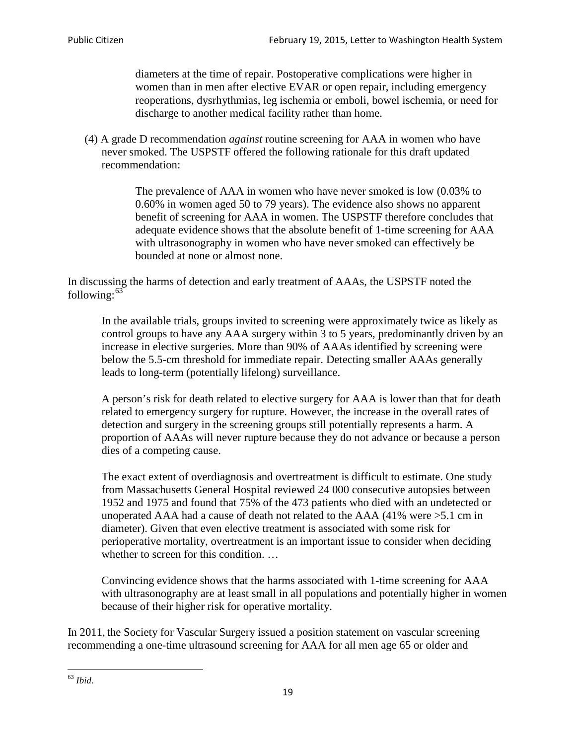> diameters at the time of repair. Postoperative complications were higher in women than in men after elective EVAR or open repair, including emergency reoperations, dysrhythmias, leg ischemia or emboli, bowel ischemia, or need for discharge to another medical facility rather than home.

(4) A grade D recommendation *against* routine screening for AAA in women who have never smoked. The USPSTF offered the following rationale for this draft updated recommendation:

> The prevalence of AAA in women who have never smoked is low (0.03% to 0.60% in women aged 50 to 79 years). The evidence also shows no apparent benefit of screening for AAA in women. The USPSTF therefore concludes that adequate evidence shows that the absolute benefit of 1-time screening for AAA with ultrasonography in women who have never smoked can effectively be bounded at none or almost none.

In discussing the harms of detection and early treatment of AAAs, the USPSTF noted the following:[63]

> In the available trials, groups invited to screening were approximately twice as likely as control groups to have any AAA surgery within 3 to 5 years, predominantly driven by an increase in elective surgeries. More than 90% of AAAs identified by screening were below the 5.5-cm threshold for immediate repair. Detecting smaller AAAs generally leads to long-term (potentially lifelong) surveillance.
>
> A person's risk for death related to elective surgery for AAA is lower than that for death related to emergency surgery for rupture. However, the increase in the overall rates of detection and surgery in the screening groups still potentially represents a harm. A proportion of AAAs will never rupture because they do not advance or because a person dies of a competing cause.
>
> The exact extent of overdiagnosis and overtreatment is difficult to estimate. One study from Massachusetts General Hospital reviewed 24 000 consecutive autopsies between 1952 and 1975 and found that 75% of the 473 patients who died with an undetected or unoperated AAA had a cause of death not related to the AAA (41% were >5.1 cm in diameter). Given that even elective treatment is associated with some risk for perioperative mortality, overtreatment is an important issue to consider when deciding whether to screen for this condition. …
>
> Convincing evidence shows that the harms associated with 1-time screening for AAA with ultrasonography are at least small in all populations and potentially higher in women because of their higher risk for operative mortality.

In 2011, the Society for Vascular Surgery issued a position statement on vascular screening recommending a one-time ultrasound screening for AAA for all men age 65 or older and

---

[63] *Ibid*.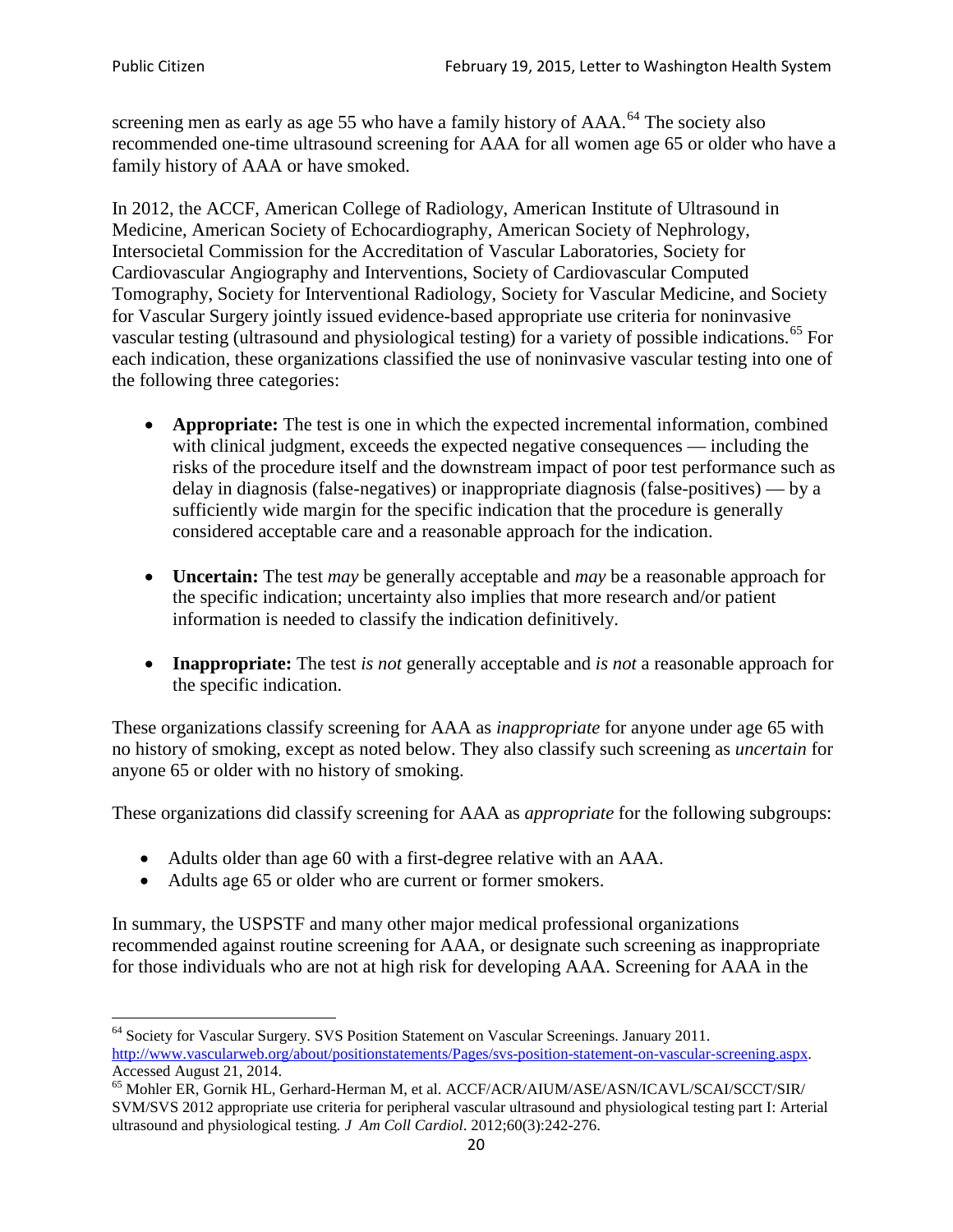screening men as early as age 55 who have a family history of AAA.[64] The society also recommended one-time ultrasound screening for AAA for all women age 65 or older who have a family history of AAA or have smoked.

In 2012, the ACCF, American College of Radiology, American Institute of Ultrasound in Medicine, American Society of Echocardiography, American Society of Nephrology, Intersocietal Commission for the Accreditation of Vascular Laboratories, Society for Cardiovascular Angiography and Interventions, Society of Cardiovascular Computed Tomography, Society for Interventional Radiology, Society for Vascular Medicine, and Society for Vascular Surgery jointly issued evidence-based appropriate use criteria for noninvasive vascular testing (ultrasound and physiological testing) for a variety of possible indications.[65] For each indication, these organizations classified the use of noninvasive vascular testing into one of the following three categories:

- **Appropriate:** The test is one in which the expected incremental information, combined with clinical judgment, exceeds the expected negative consequences — including the risks of the procedure itself and the downstream impact of poor test performance such as delay in diagnosis (false-negatives) or inappropriate diagnosis (false-positives) — by a sufficiently wide margin for the specific indication that the procedure is generally considered acceptable care and a reasonable approach for the indication.

- **Uncertain:** The test *may* be generally acceptable and *may* be a reasonable approach for the specific indication; uncertainty also implies that more research and/or patient information is needed to classify the indication definitively.

- **Inappropriate:** The test *is not* generally acceptable and *is not* a reasonable approach for the specific indication.

These organizations classify screening for AAA as *inappropriate* for anyone under age 65 with no history of smoking, except as noted below. They also classify such screening as *uncertain* for anyone 65 or older with no history of smoking.

These organizations did classify screening for AAA as *appropriate* for the following subgroups:

- Adults older than age 60 with a first-degree relative with an AAA.
- Adults age 65 or older who are current or former smokers.

In summary, the USPSTF and many other major medical professional organizations recommended against routine screening for AAA, or designate such screening as inappropriate for those individuals who are not at high risk for developing AAA. Screening for AAA in the

---

[64] Society for Vascular Surgery. SVS Position Statement on Vascular Screenings. January 2011. http://www.vascularweb.org/about/positionstatements/Pages/svs-position-statement-on-vascular-screening.aspx. Accessed August 21, 2014.

[65] Mohler ER, Gornik HL, Gerhard-Herman M, et al. ACCF/ACR/AIUM/ASE/ASN/ICAVL/SCAI/SCCT/SIR/SVM/SVS 2012 appropriate use criteria for peripheral vascular ultrasound and physiological testing part I: Arterial ultrasound and physiological testing. *J Am Coll Cardiol*. 2012;60(3):242-276.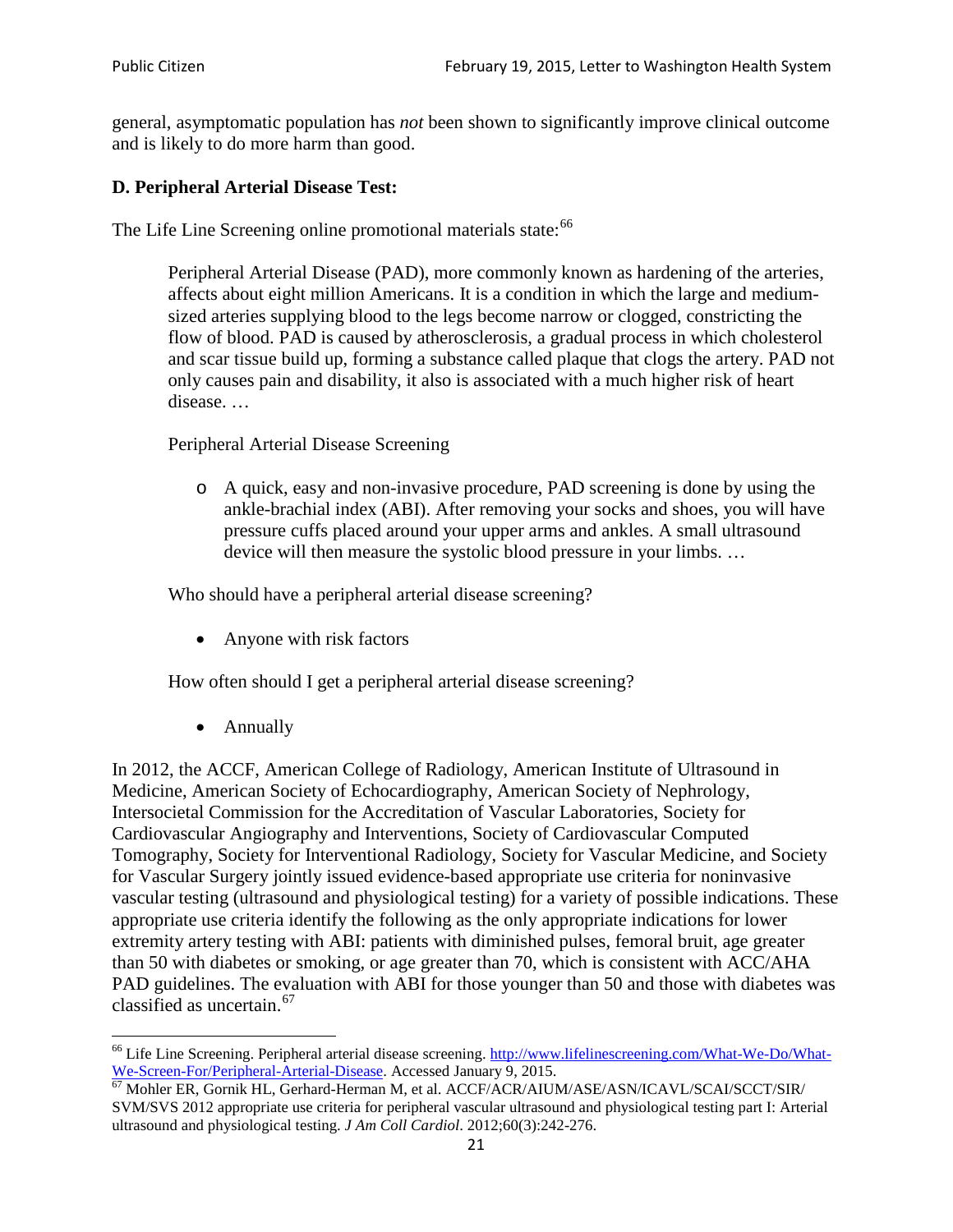general, asymptomatic population has *not* been shown to significantly improve clinical outcome and is likely to do more harm than good.

### D. Peripheral Arterial Disease Test:

The Life Line Screening online promotional materials state:[66]

> Peripheral Arterial Disease (PAD), more commonly known as hardening of the arteries, affects about eight million Americans. It is a condition in which the large and medium-sized arteries supplying blood to the legs become narrow or clogged, constricting the flow of blood. PAD is caused by atherosclerosis, a gradual process in which cholesterol and scar tissue build up, forming a substance called plaque that clogs the artery. PAD not only causes pain and disability, it also is associated with a much higher risk of heart disease. …
>
> Peripheral Arterial Disease Screening
>
> - A quick, easy and non-invasive procedure, PAD screening is done by using the ankle-brachial index (ABI). After removing your socks and shoes, you will have pressure cuffs placed around your upper arms and ankles. A small ultrasound device will then measure the systolic blood pressure in your limbs. …
>
> Who should have a peripheral arterial disease screening?
>
> - Anyone with risk factors
>
> How often should I get a peripheral arterial disease screening?
>
> - Annually

In 2012, the ACCF, American College of Radiology, American Institute of Ultrasound in Medicine, American Society of Echocardiography, American Society of Nephrology, Intersocietal Commission for the Accreditation of Vascular Laboratories, Society for Cardiovascular Angiography and Interventions, Society of Cardiovascular Computed Tomography, Society for Interventional Radiology, Society for Vascular Medicine, and Society for Vascular Surgery jointly issued evidence-based appropriate use criteria for noninvasive vascular testing (ultrasound and physiological testing) for a variety of possible indications. These appropriate use criteria identify the following as the only appropriate indications for lower extremity artery testing with ABI: patients with diminished pulses, femoral bruit, age greater than 50 with diabetes or smoking, or age greater than 70, which is consistent with ACC/AHA PAD guidelines. The evaluation with ABI for those younger than 50 and those with diabetes was classified as uncertain.[67]

---

[66] Life Line Screening. Peripheral arterial disease screening. http://www.lifelinescreening.com/What-We-Do/What-We-Screen-For/Peripheral-Arterial-Disease. Accessed January 9, 2015.

[67] Mohler ER, Gornik HL, Gerhard-Herman M, et al. ACCF/ACR/AIUM/ASE/ASN/ICAVL/SCAI/SCCT/SIR/SVM/SVS 2012 appropriate use criteria for peripheral vascular ultrasound and physiological testing part I: Arterial ultrasound and physiological testing. *J Am Coll Cardiol*. 2012;60(3):242-276.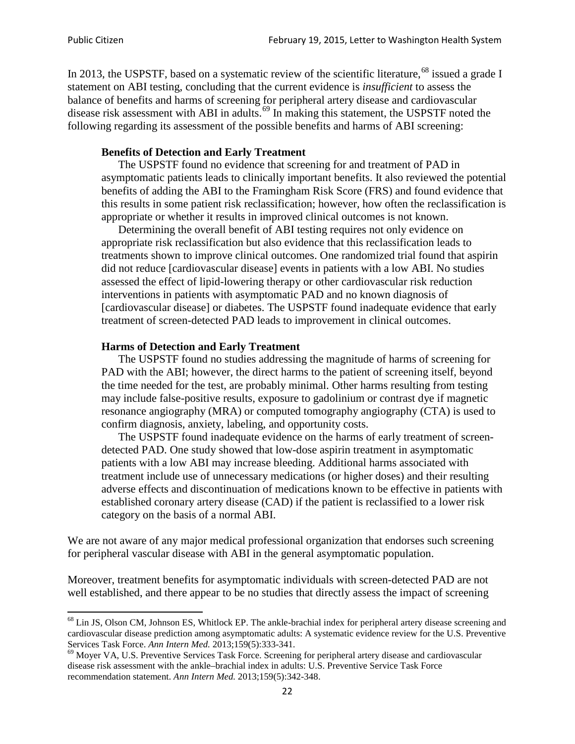In 2013, the USPSTF, based on a systematic review of the scientific literature,[68] issued a grade I statement on ABI testing, concluding that the current evidence is *insufficient* to assess the balance of benefits and harms of screening for peripheral artery disease and cardiovascular disease risk assessment with ABI in adults.[69] In making this statement, the USPSTF noted the following regarding its assessment of the possible benefits and harms of ABI screening:

> **Benefits of Detection and Early Treatment**
>
> The USPSTF found no evidence that screening for and treatment of PAD in asymptomatic patients leads to clinically important benefits. It also reviewed the potential benefits of adding the ABI to the Framingham Risk Score (FRS) and found evidence that this results in some patient risk reclassification; however, how often the reclassification is appropriate or whether it results in improved clinical outcomes is not known.
>
> Determining the overall benefit of ABI testing requires not only evidence on appropriate risk reclassification but also evidence that this reclassification leads to treatments shown to improve clinical outcomes. One randomized trial found that aspirin did not reduce [cardiovascular disease] events in patients with a low ABI. No studies assessed the effect of lipid-lowering therapy or other cardiovascular risk reduction interventions in patients with asymptomatic PAD and no known diagnosis of [cardiovascular disease] or diabetes. The USPSTF found inadequate evidence that early treatment of screen-detected PAD leads to improvement in clinical outcomes.
>
> **Harms of Detection and Early Treatment**
>
> The USPSTF found no studies addressing the magnitude of harms of screening for PAD with the ABI; however, the direct harms to the patient of screening itself, beyond the time needed for the test, are probably minimal. Other harms resulting from testing may include false-positive results, exposure to gadolinium or contrast dye if magnetic resonance angiography (MRA) or computed tomography angiography (CTA) is used to confirm diagnosis, anxiety, labeling, and opportunity costs.
>
> The USPSTF found inadequate evidence on the harms of early treatment of screen-detected PAD. One study showed that low-dose aspirin treatment in asymptomatic patients with a low ABI may increase bleeding. Additional harms associated with treatment include use of unnecessary medications (or higher doses) and their resulting adverse effects and discontinuation of medications known to be effective in patients with established coronary artery disease (CAD) if the patient is reclassified to a lower risk category on the basis of a normal ABI.

We are not aware of any major medical professional organization that endorses such screening for peripheral vascular disease with ABI in the general asymptomatic population.

Moreover, treatment benefits for asymptomatic individuals with screen-detected PAD are not well established, and there appear to be no studies that directly assess the impact of screening

---

[68] Lin JS, Olson CM, Johnson ES, Whitlock EP. The ankle-brachial index for peripheral artery disease screening and cardiovascular disease prediction among asymptomatic adults: A systematic evidence review for the U.S. Preventive Services Task Force. *Ann Intern Med.* 2013;159(5):333-341.

[69] Moyer VA, U.S. Preventive Services Task Force. Screening for peripheral artery disease and cardiovascular disease risk assessment with the ankle–brachial index in adults: U.S. Preventive Service Task Force recommendation statement. *Ann Intern Med.* 2013;159(5):342-348.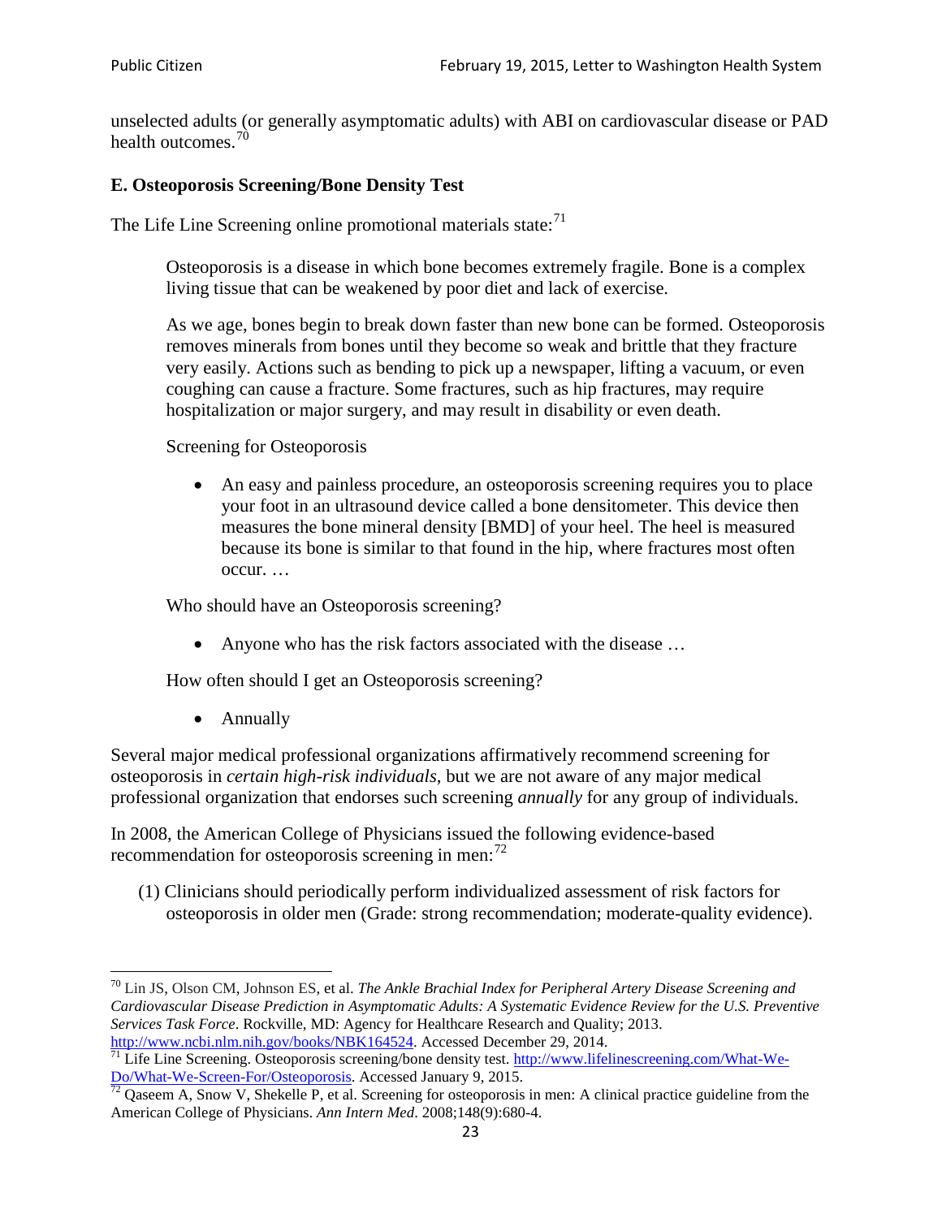unselected adults (or generally asymptomatic adults) with ABI on cardiovascular disease or PAD health outcomes.[70]

**E. Osteoporosis Screening/Bone Density Test**

The Life Line Screening online promotional materials state:[71]

> Osteoporosis is a disease in which bone becomes extremely fragile. Bone is a complex living tissue that can be weakened by poor diet and lack of exercise.
>
> As we age, bones begin to break down faster than new bone can be formed. Osteoporosis removes minerals from bones until they become so weak and brittle that they fracture very easily. Actions such as bending to pick up a newspaper, lifting a vacuum, or even coughing can cause a fracture. Some fractures, such as hip fractures, may require hospitalization or major surgery, and may result in disability or even death.
>
> Screening for Osteoporosis
>
> - An easy and painless procedure, an osteoporosis screening requires you to place your foot in an ultrasound device called a bone densitometer. This device then measures the bone mineral density [BMD] of your heel. The heel is measured because its bone is similar to that found in the hip, where fractures most often occur. …
>
> Who should have an Osteoporosis screening?
>
> - Anyone who has the risk factors associated with the disease …
>
> How often should I get an Osteoporosis screening?
>
> - Annually

Several major medical professional organizations affirmatively recommend screening for osteoporosis in *certain high-risk individuals*, but we are not aware of any major medical professional organization that endorses such screening *annually* for any group of individuals.

In 2008, the American College of Physicians issued the following evidence-based recommendation for osteoporosis screening in men:[72]

(1) Clinicians should periodically perform individualized assessment of risk factors for osteoporosis in older men (Grade: strong recommendation; moderate-quality evidence).

---

[70] Lin JS, Olson CM, Johnson ES, et al. *The Ankle Brachial Index for Peripheral Artery Disease Screening and Cardiovascular Disease Prediction in Asymptomatic Adults: A Systematic Evidence Review for the U.S. Preventive Services Task Force*. Rockville, MD: Agency for Healthcare Research and Quality; 2013. http://www.ncbi.nlm.nih.gov/books/NBK164524. Accessed December 29, 2014.

[71] Life Line Screening. Osteoporosis screening/bone density test. http://www.lifelinescreening.com/What-We-Do/What-We-Screen-For/Osteoporosis. Accessed January 9, 2015.

[72] Qaseem A, Snow V, Shekelle P, et al. Screening for osteoporosis in men: A clinical practice guideline from the American College of Physicians. *Ann Intern Med*. 2008;148(9):680-4.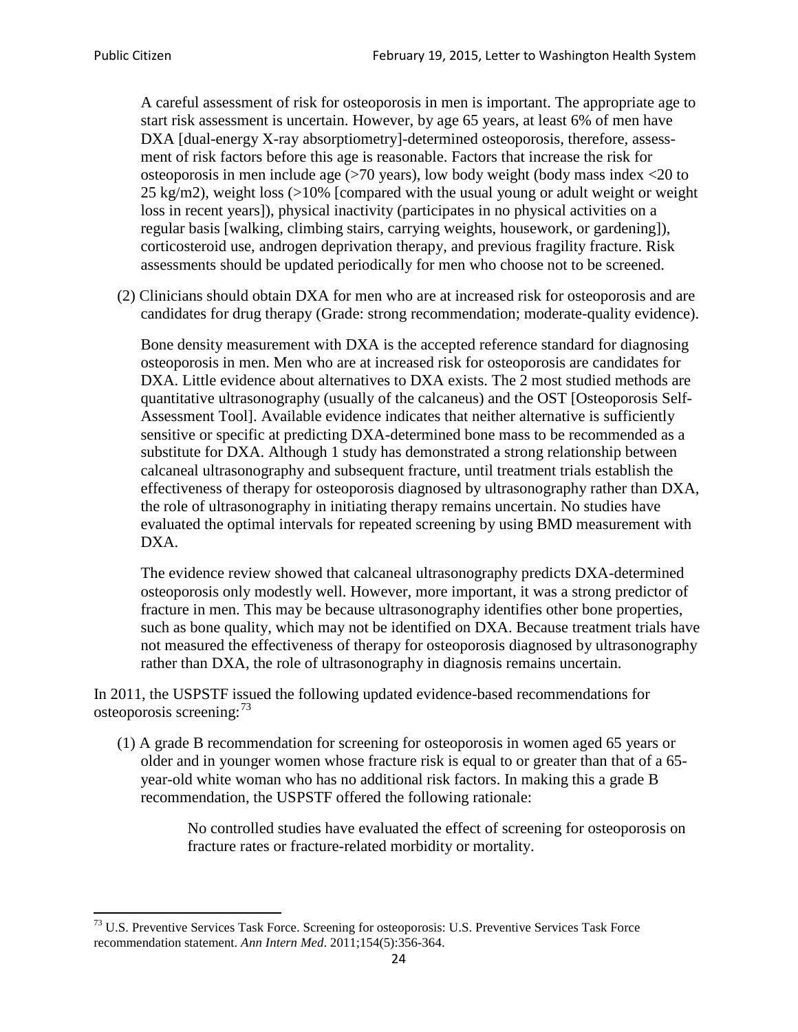A careful assessment of risk for osteoporosis in men is important. The appropriate age to start risk assessment is uncertain. However, by age 65 years, at least 6% of men have DXA [dual-energy X-ray absorptiometry]-determined osteoporosis, therefore, assessment of risk factors before this age is reasonable. Factors that increase the risk for osteoporosis in men include age (>70 years), low body weight (body mass index <20 to 25 kg/m2), weight loss (>10% [compared with the usual young or adult weight or weight loss in recent years]), physical inactivity (participates in no physical activities on a regular basis [walking, climbing stairs, carrying weights, housework, or gardening]), corticosteroid use, androgen deprivation therapy, and previous fragility fracture. Risk assessments should be updated periodically for men who choose not to be screened.

(2) Clinicians should obtain DXA for men who are at increased risk for osteoporosis and are candidates for drug therapy (Grade: strong recommendation; moderate-quality evidence).

Bone density measurement with DXA is the accepted reference standard for diagnosing osteoporosis in men. Men who are at increased risk for osteoporosis are candidates for DXA. Little evidence about alternatives to DXA exists. The 2 most studied methods are quantitative ultrasonography (usually of the calcaneus) and the OST [Osteoporosis Self-Assessment Tool]. Available evidence indicates that neither alternative is sufficiently sensitive or specific at predicting DXA-determined bone mass to be recommended as a substitute for DXA. Although 1 study has demonstrated a strong relationship between calcaneal ultrasonography and subsequent fracture, until treatment trials establish the effectiveness of therapy for osteoporosis diagnosed by ultrasonography rather than DXA, the role of ultrasonography in initiating therapy remains uncertain. No studies have evaluated the optimal intervals for repeated screening by using BMD measurement with DXA.

The evidence review showed that calcaneal ultrasonography predicts DXA-determined osteoporosis only modestly well. However, more important, it was a strong predictor of fracture in men. This may be because ultrasonography identifies other bone properties, such as bone quality, which may not be identified on DXA. Because treatment trials have not measured the effectiveness of therapy for osteoporosis diagnosed by ultrasonography rather than DXA, the role of ultrasonography in diagnosis remains uncertain.

In 2011, the USPSTF issued the following updated evidence-based recommendations for osteoporosis screening:[73]

(1) A grade B recommendation for screening for osteoporosis in women aged 65 years or older and in younger women whose fracture risk is equal to or greater than that of a 65-year-old white woman who has no additional risk factors. In making this a grade B recommendation, the USPSTF offered the following rationale:

> No controlled studies have evaluated the effect of screening for osteoporosis on fracture rates or fracture-related morbidity or mortality.

[73] U.S. Preventive Services Task Force. Screening for osteoporosis: U.S. Preventive Services Task Force recommendation statement. *Ann Intern Med*. 2011;154(5):356-364.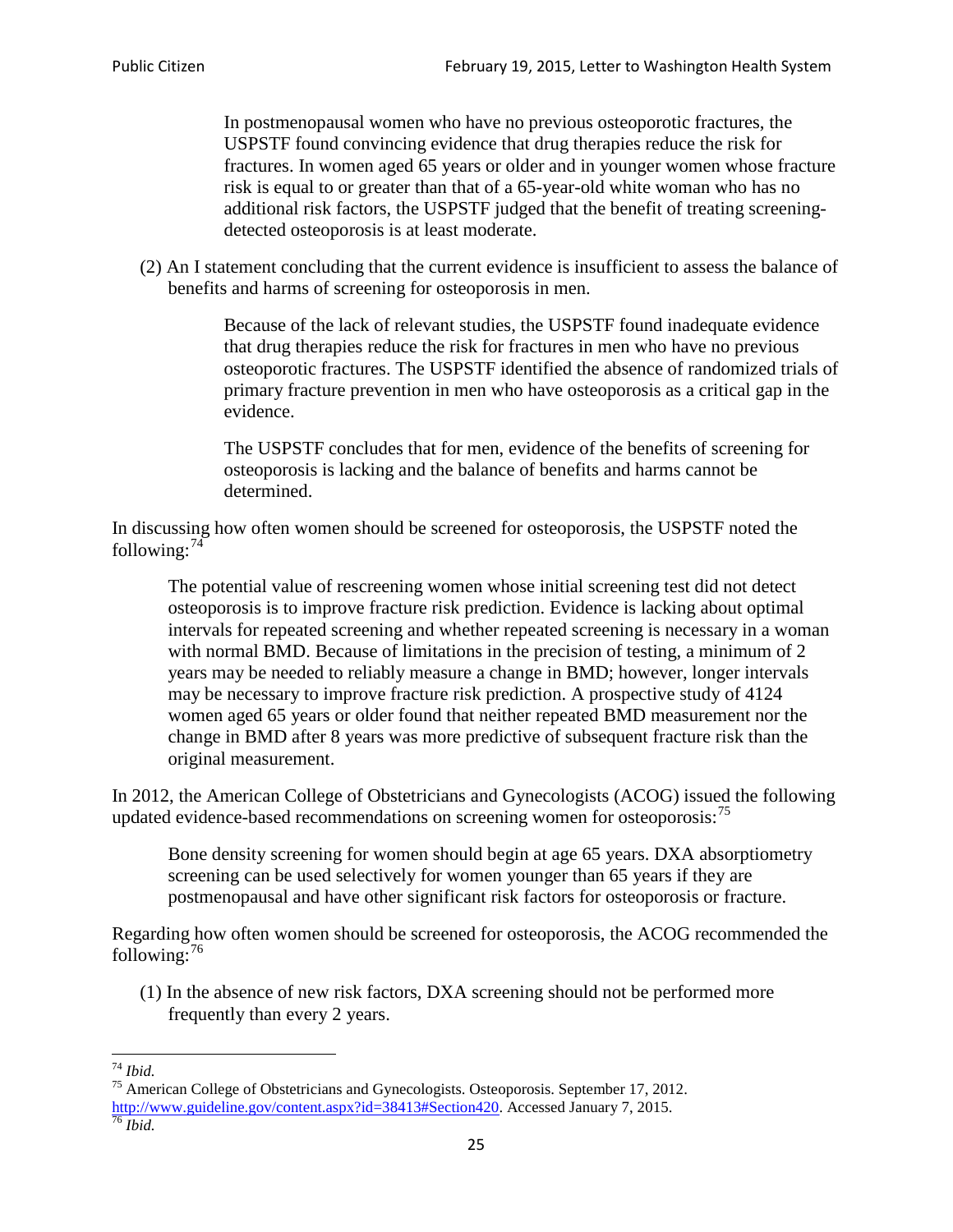> In postmenopausal women who have no previous osteoporotic fractures, the USPSTF found convincing evidence that drug therapies reduce the risk for fractures. In women aged 65 years or older and in younger women whose fracture risk is equal to or greater than that of a 65-year-old white woman who has no additional risk factors, the USPSTF judged that the benefit of treating screening-detected osteoporosis is at least moderate.

(2) An I statement concluding that the current evidence is insufficient to assess the balance of benefits and harms of screening for osteoporosis in men.

> Because of the lack of relevant studies, the USPSTF found inadequate evidence that drug therapies reduce the risk for fractures in men who have no previous osteoporotic fractures. The USPSTF identified the absence of randomized trials of primary fracture prevention in men who have osteoporosis as a critical gap in the evidence.
>
> The USPSTF concludes that for men, evidence of the benefits of screening for osteoporosis is lacking and the balance of benefits and harms cannot be determined.

In discussing how often women should be screened for osteoporosis, the USPSTF noted the following:[74]

> The potential value of rescreening women whose initial screening test did not detect osteoporosis is to improve fracture risk prediction. Evidence is lacking about optimal intervals for repeated screening and whether repeated screening is necessary in a woman with normal BMD. Because of limitations in the precision of testing, a minimum of 2 years may be needed to reliably measure a change in BMD; however, longer intervals may be necessary to improve fracture risk prediction. A prospective study of 4124 women aged 65 years or older found that neither repeated BMD measurement nor the change in BMD after 8 years was more predictive of subsequent fracture risk than the original measurement.

In 2012, the American College of Obstetricians and Gynecologists (ACOG) issued the following updated evidence-based recommendations on screening women for osteoporosis:[75]

> Bone density screening for women should begin at age 65 years. DXA absorptiometry screening can be used selectively for women younger than 65 years if they are postmenopausal and have other significant risk factors for osteoporosis or fracture.

Regarding how often women should be screened for osteoporosis, the ACOG recommended the following:[76]

(1) In the absence of new risk factors, DXA screening should not be performed more frequently than every 2 years.

---

[74] *Ibid.*

[75] American College of Obstetricians and Gynecologists. Osteoporosis. September 17, 2012. http://www.guideline.gov/content.aspx?id=38413#Section420. Accessed January 7, 2015.

[76] *Ibid.*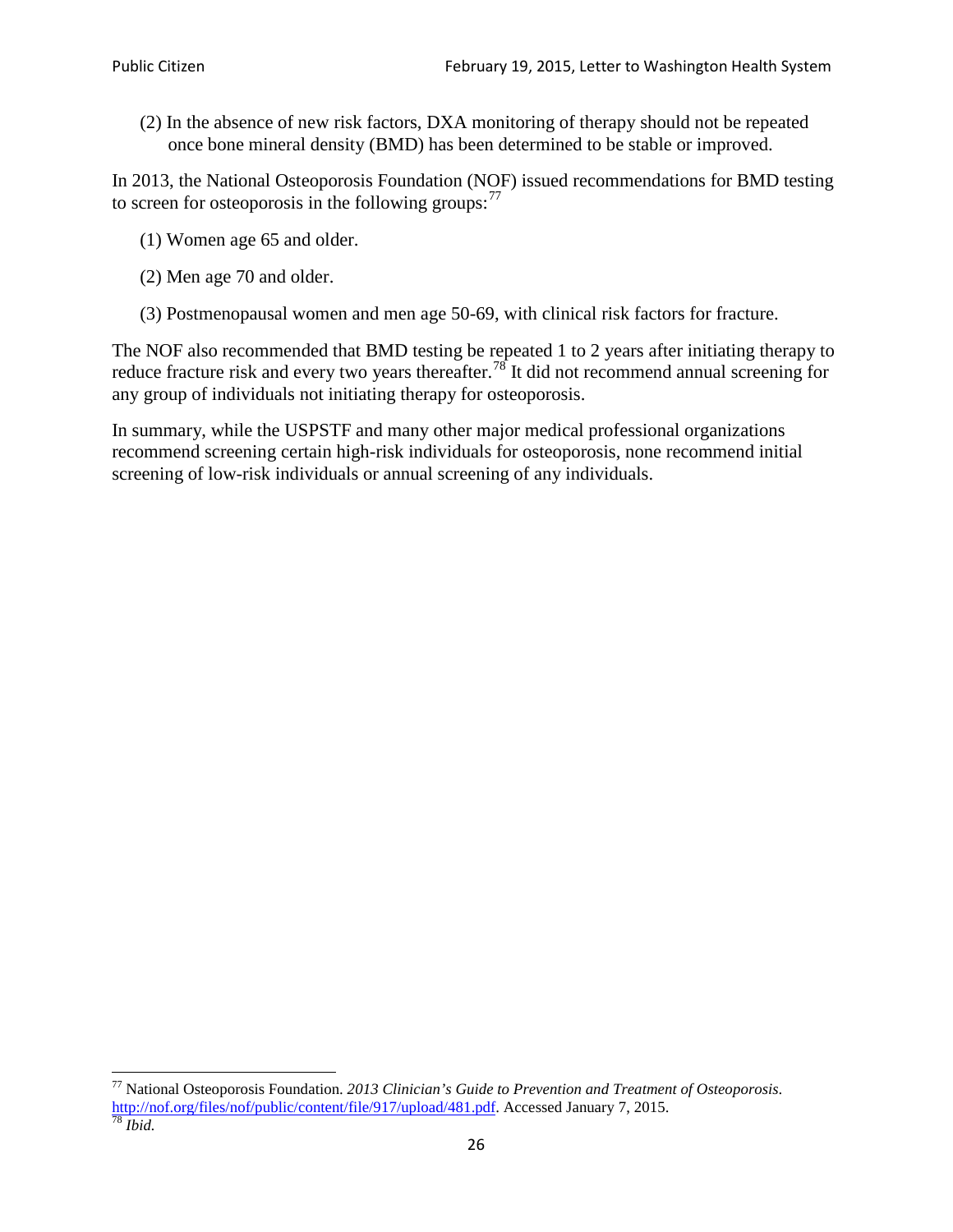(2) In the absence of new risk factors, DXA monitoring of therapy should not be repeated once bone mineral density (BMD) has been determined to be stable or improved.

In 2013, the National Osteoporosis Foundation (NOF) issued recommendations for BMD testing to screen for osteoporosis in the following groups:[77]

(1) Women age 65 and older.

(2) Men age 70 and older.

(3) Postmenopausal women and men age 50-69, with clinical risk factors for fracture.

The NOF also recommended that BMD testing be repeated 1 to 2 years after initiating therapy to reduce fracture risk and every two years thereafter.[78] It did not recommend annual screening for any group of individuals not initiating therapy for osteoporosis.

In summary, while the USPSTF and many other major medical professional organizations recommend screening certain high-risk individuals for osteoporosis, none recommend initial screening of low-risk individuals or annual screening of any individuals.

---

[77] National Osteoporosis Foundation. *2013 Clinician's Guide to Prevention and Treatment of Osteoporosis.* http://nof.org/files/nof/public/content/file/917/upload/481.pdf. Accessed January 7, 2015.

[78] *Ibid.*